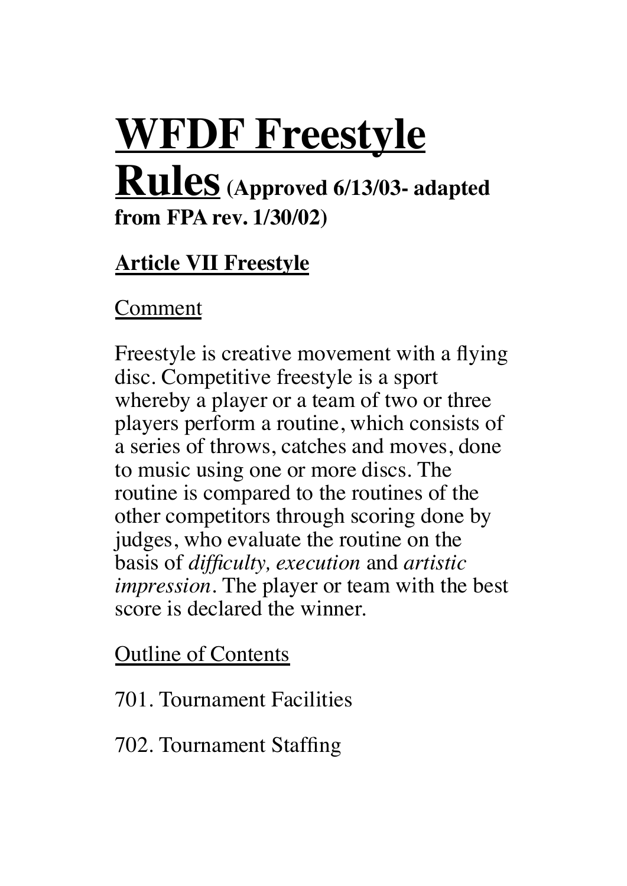# WFDF Freestyle Rules (Approved 6/13/03- adapted from FPA rev. 1/30/02)

## Article VII Freestyle

Comment

Freestyle is creative movement with a flying disc. Competitive freestyle is a sport whereby a player or a team of two or three players perform a routine, which consists of a series of throws, catches and moves, done to music using one or more discs. The routine is compared to the routines of the other competitors through scoring done by judges, who evaluate the routine on the basis of *difficulty, execution* and *artistic impression*. The player or team with the best score is declared the winner.

Outline of Contents

701. Tournament Facilities

702. Tournament Staffing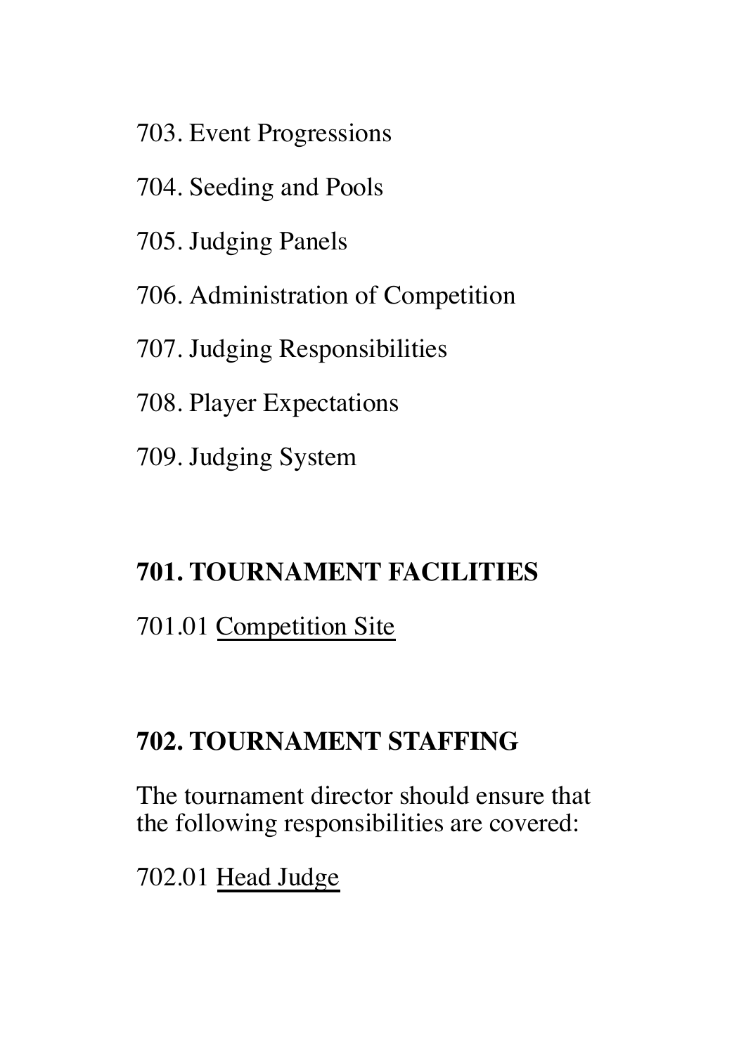703. Event Progressions

704. Seeding and Pools

705. Judging Panels

706. Administration of Competition

707. Judging Responsibilities

708. Player Expectations

709. Judging System

## 701. TOURNAMENT FACILITIES

701.01 <u>Competition Site</u>

## 702. TOURNAMENT STAFFING

The tournament director should ensure that the following responsibilities are covered:

702.01 <u>Head Judge</u>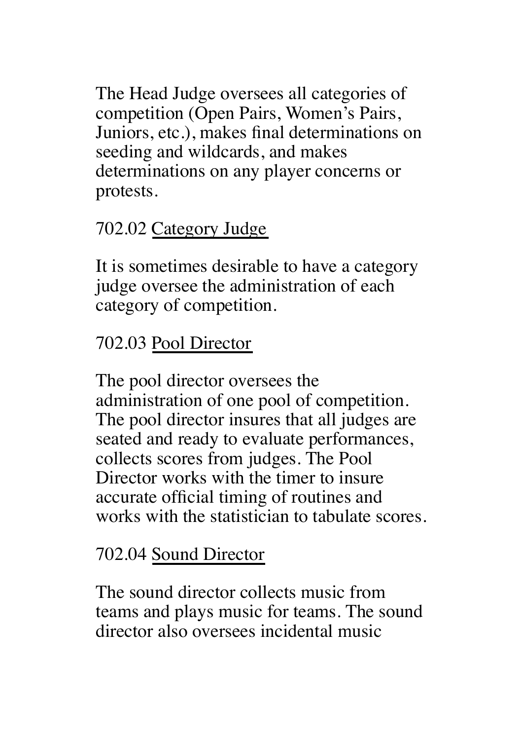The Head Judge oversees all categories of competition (Open Pairs, Women's Pairs, Juniors, etc.), makes final determinations on seeding and wildcards, and makes determinations on any player concerns or protests.

702.02 <u>Category Judge</u>

It is sometimes desirable to have a category judge oversee the administration of each category of competition.

702.03 <u>Pool Director</u>

The pool director oversees the administration of one pool of competition. The pool director insures that all judges are seated and ready to evaluate performances, collects scores from judges. The Pool Director works with the timer to insure accurate official timing of routines and works with the statistician to tabulate scores.

702.04 <u>Sound Director</u>

The sound director collects music from teams and plays music for teams. The sound director also oversees incidental music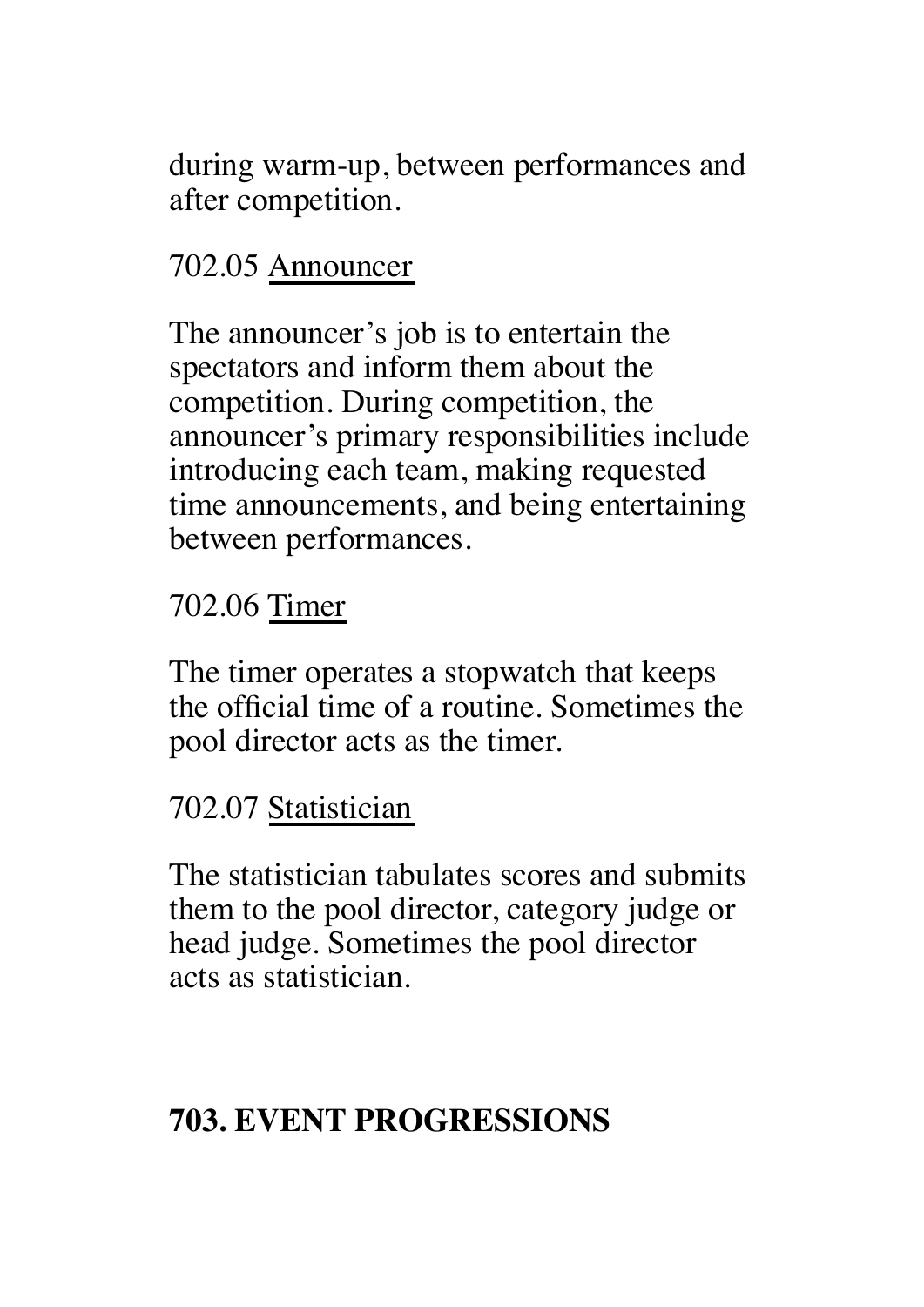during warm-up, between performances and after competition.

702.05 Announcer

The announcer's job is to entertain the spectators and inform them about the competition. During competition, the announcer's primary responsibilities include introducing each team, making requested time announcements, and being entertaining between performances.

702.06 Timer

The timer operates a stopwatch that keeps the official time of a routine. Sometimes the pool director acts as the timer.

702.07 Statistician

The statistician tabulates scores and submits them to the pool director, category judge or head judge. Sometimes the pool director acts as statistician.

## 703. EVENT PROGRESSIONS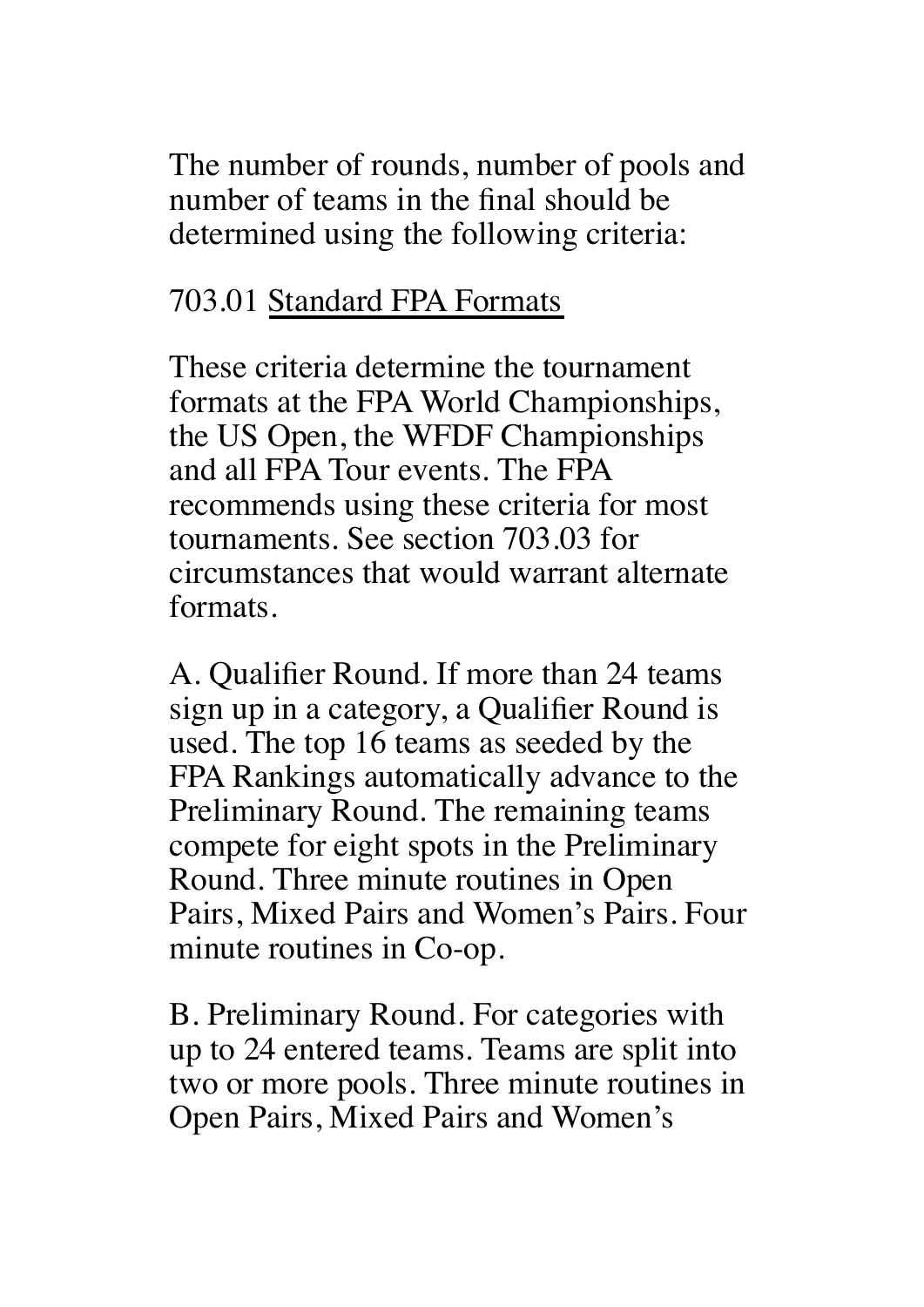The number of rounds, number of pools and number of teams in the final should be determined using the following criteria:

### 703.01 Standard FPA Formats

These criteria determine the tournament formats at the FPA World Championships, the US Open, the WFDF Championships and all FPA Tour events. The FPA recommends using these criteria for most tournaments. See section 703.03 for circumstances that would warrant alternate formats.

A. Qualifier Round. If more than 24 teams sign up in a category, a Qualifier Round is used. The top 16 teams as seeded by the FPA Rankings automatically advance to the Preliminary Round. The remaining teams compete for eight spots in the Preliminary Round. Three minute routines in Open Pairs, Mixed Pairs and Women's Pairs. Four minute routines in Co-op.

B. Preliminary Round. For categories with up to 24 entered teams. Teams are split into two or more pools. Three minute routines in Open Pairs, Mixed Pairs and Women's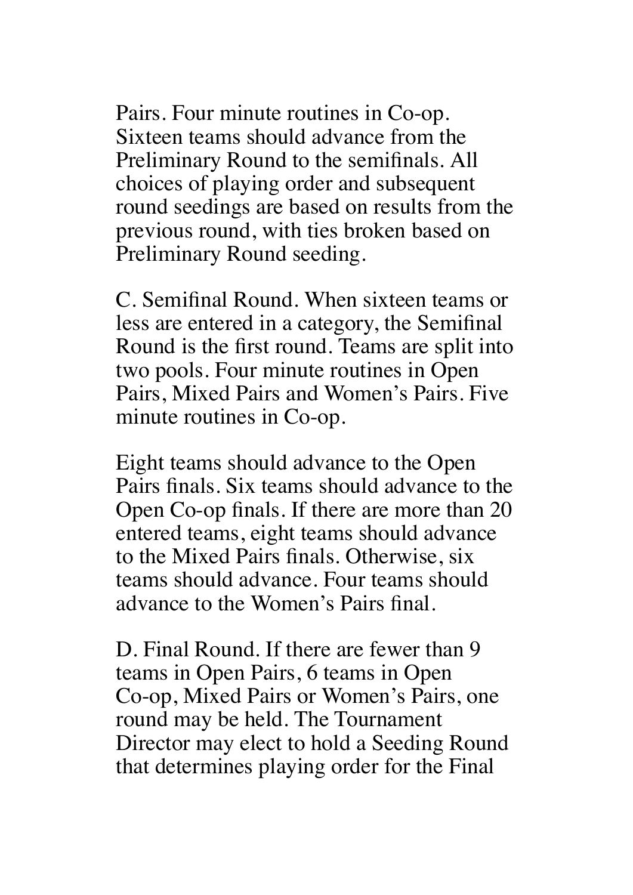Pairs. Four minute routines in Co-op. Sixteen teams should advance from the Preliminary Round to the semifinals. All choices of playing order and subsequent round seedings are based on results from the previous round, with ties broken based on Preliminary Round seeding.

C. Semifinal Round. When sixteen teams or less are entered in a category, the Semifinal Round is the first round. Teams are split into two pools. Four minute routines in Open Pairs, Mixed Pairs and Women's Pairs. Five minute routines in Co-op.

Eight teams should advance to the Open Pairs finals. Six teams should advance to the Open Co-op finals. If there are more than 20 entered teams, eight teams should advance to the Mixed Pairs finals. Otherwise, six teams should advance. Four teams should advance to the Women's Pairs final.

D. Final Round. If there are fewer than 9 teams in Open Pairs, 6 teams in Open Co-op, Mixed Pairs or Women's Pairs, one round may be held. The Tournament Director may elect to hold a Seeding Round that determines playing order for the Final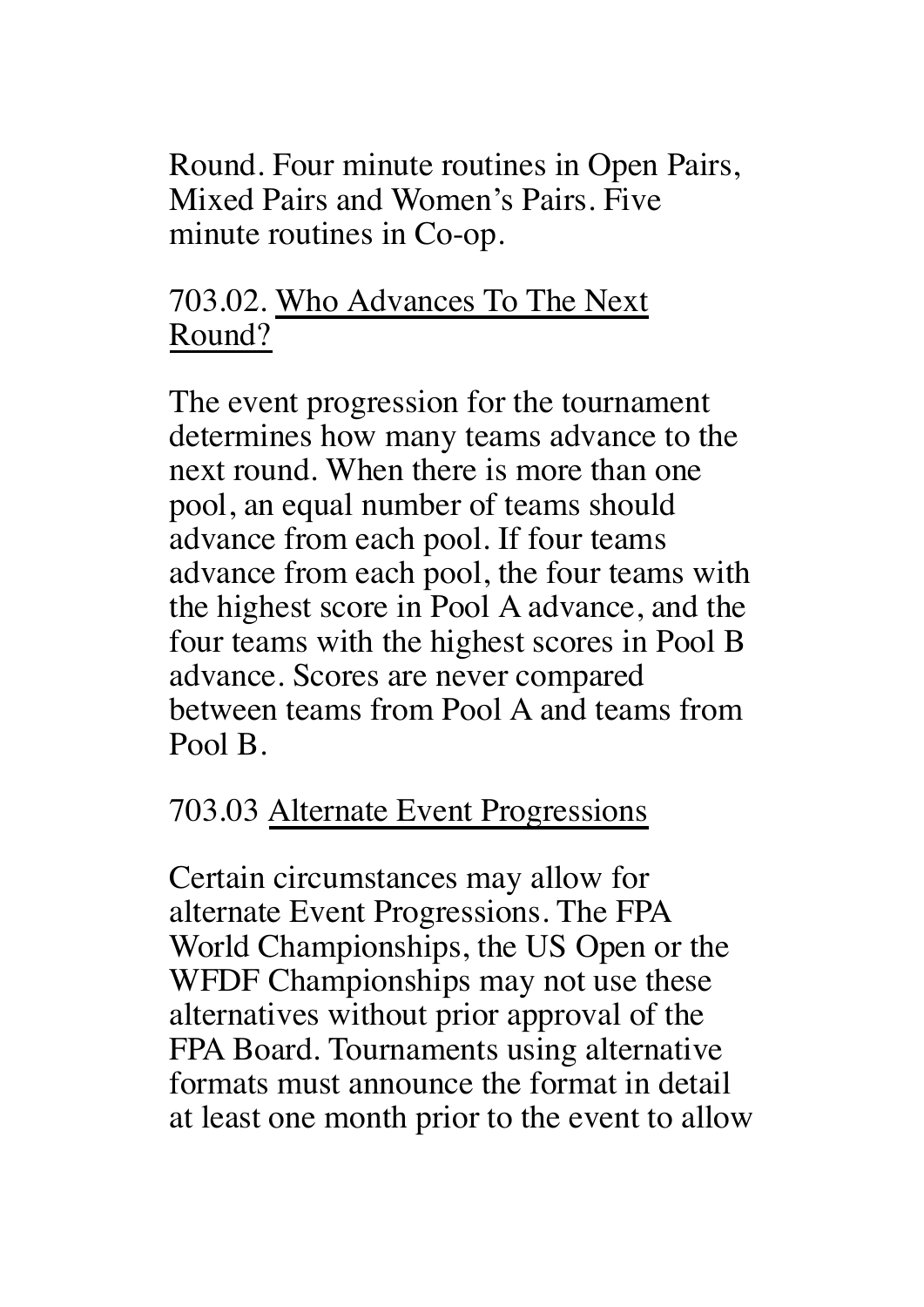Round. Four minute routines in Open Pairs, Mixed Pairs and Women's Pairs. Five minute routines in Co-op.

703.02. <u>Who Advances To The Next Round?</u>

The event progression for the tournament determines how many teams advance to the next round. When there is more than one pool, an equal number of teams should advance from each pool. If four teams advance from each pool, the four teams with the highest score in Pool A advance, and the four teams with the highest scores in Pool B advance. Scores are never compared between teams from Pool A and teams from Pool B.

703.03 <u>Alternate Event Progressions</u>

Certain circumstances may allow for alternate Event Progressions. The FPA World Championships, the US Open or the WFDF Championships may not use these alternatives without prior approval of the FPA Board. Tournaments using alternative formats must announce the format in detail at least one month prior to the event to allow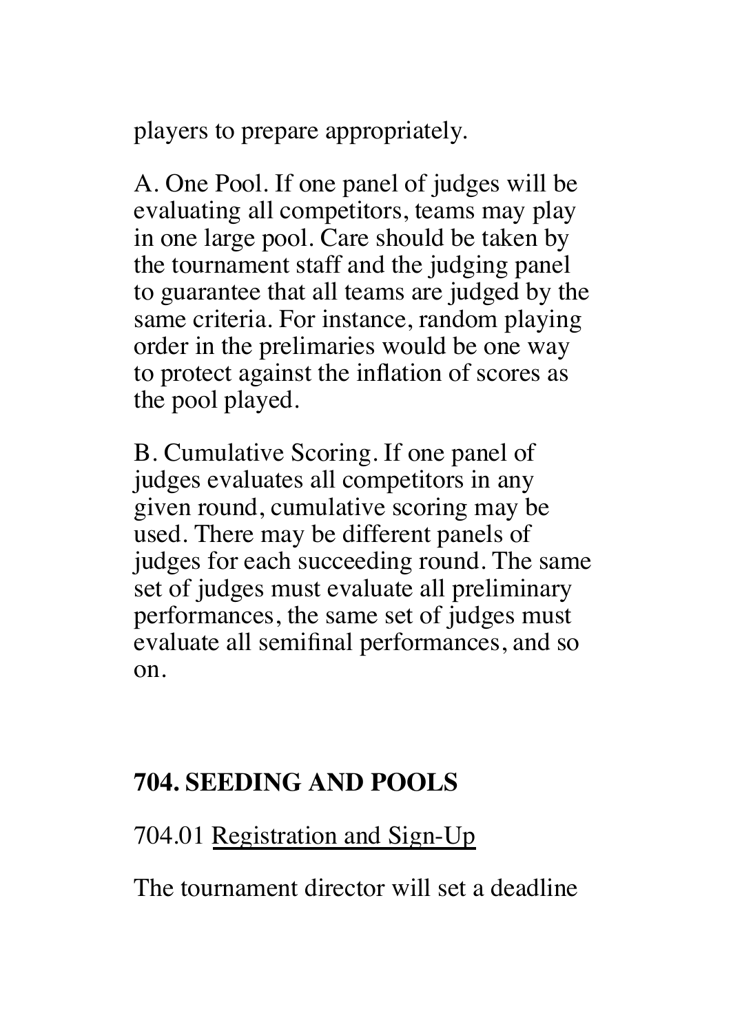players to prepare appropriately.

A. One Pool. If one panel of judges will be evaluating all competitors, teams may play in one large pool. Care should be taken by the tournament staff and the judging panel to guarantee that all teams are judged by the same criteria. For instance, random playing order in the prelimaries would be one way to protect against the inflation of scores as the pool played.

B. Cumulative Scoring. If one panel of judges evaluates all competitors in any given round, cumulative scoring may be used. There may be different panels of judges for each succeeding round. The same set of judges must evaluate all preliminary performances, the same set of judges must evaluate all semifinal performances, and so on.

## 704. SEEDING AND POOLS

704.01 <u>Registration and Sign-Up</u>

The tournament director will set a deadline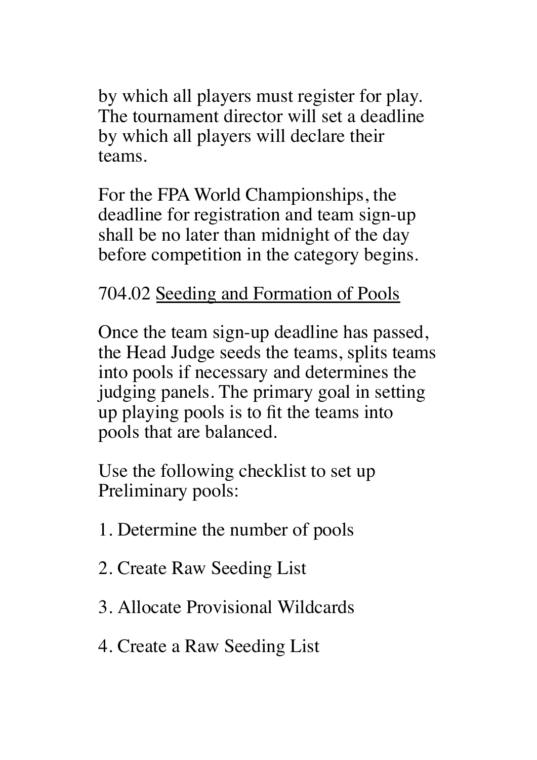by which all players must register for play. The tournament director will set a deadline by which all players will declare their teams.

For the FPA World Championships, the deadline for registration and team sign-up shall be no later than midnight of the day before competition in the category begins.

704.02 <u>Seeding and Formation of Pools</u>

Once the team sign-up deadline has passed, the Head Judge seeds the teams, splits teams into pools if necessary and determines the judging panels. The primary goal in setting up playing pools is to fit the teams into pools that are balanced.

Use the following checklist to set up Preliminary pools:

1. Determine the number of pools

2. Create Raw Seeding List

3. Allocate Provisional Wildcards

4. Create a Raw Seeding List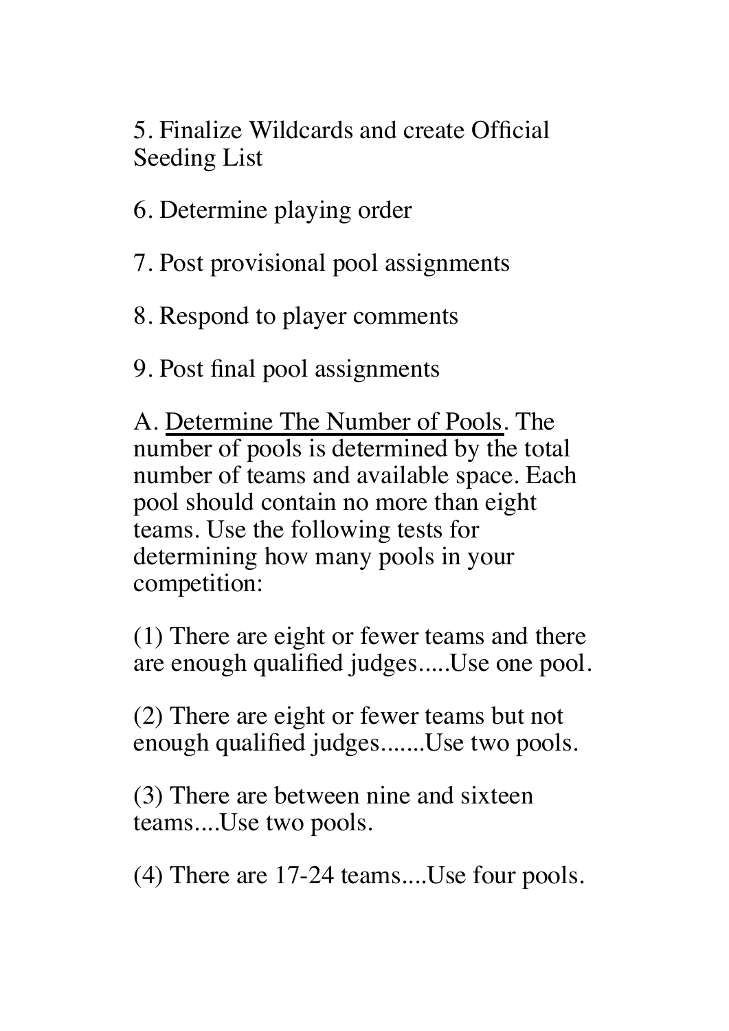5. Finalize Wildcards and create Official Seeding List

6. Determine playing order

7. Post provisional pool assignments

8. Respond to player comments

9. Post final pool assignments

A. <u>Determine The Number of Pools</u>. The number of pools is determined by the total number of teams and available space. Each pool should contain no more than eight teams. Use the following tests for determining how many pools in your competition:

(1) There are eight or fewer teams and there are enough qualified judges.....Use one pool.

(2) There are eight or fewer teams but not enough qualified judges.......Use two pools.

(3) There are between nine and sixteen teams....Use two pools.

(4) There are 17-24 teams....Use four pools.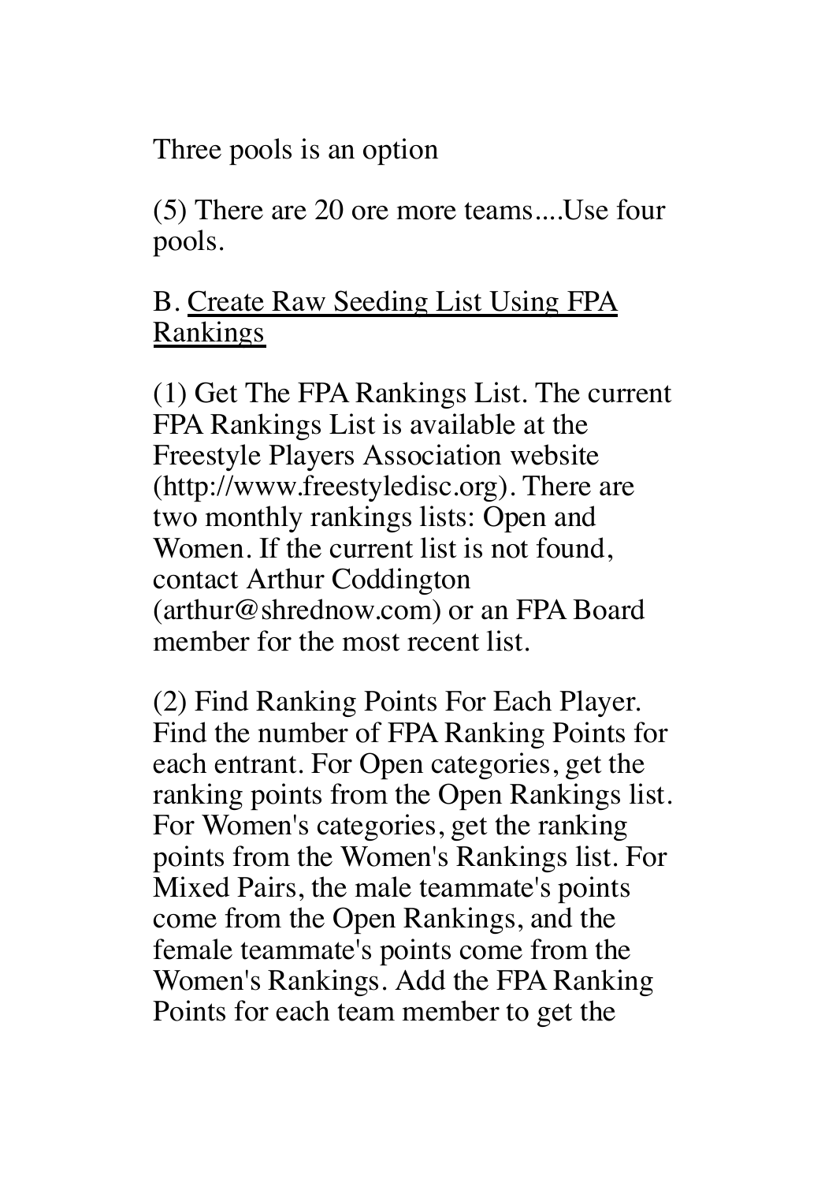Three pools is an option

(5) There are 20 ore more teams....Use four pools.

B. <u>Create Raw Seeding List Using FPA Rankings</u>

(1) Get The FPA Rankings List. The current FPA Rankings List is available at the Freestyle Players Association website (http://www.freestyledisc.org). There are two monthly rankings lists: Open and Women. If the current list is not found, contact Arthur Coddington (arthur@shrednow.com) or an FPA Board member for the most recent list.

(2) Find Ranking Points For Each Player. Find the number of FPA Ranking Points for each entrant. For Open categories, get the ranking points from the Open Rankings list. For Women's categories, get the ranking points from the Women's Rankings list. For Mixed Pairs, the male teammate's points come from the Open Rankings, and the female teammate's points come from the Women's Rankings. Add the FPA Ranking Points for each team member to get the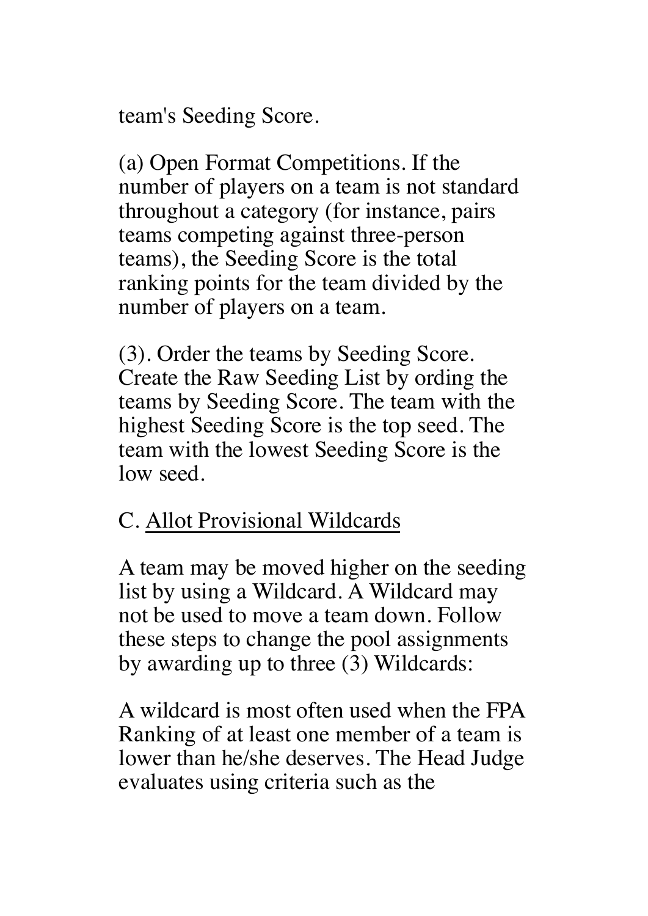team's Seeding Score.

(a) Open Format Competitions. If the number of players on a team is not standard throughout a category (for instance, pairs teams competing against three-person teams), the Seeding Score is the total ranking points for the team divided by the number of players on a team.

(3). Order the teams by Seeding Score. Create the Raw Seeding List by ording the teams by Seeding Score. The team with the highest Seeding Score is the top seed. The team with the lowest Seeding Score is the low seed.

C. <u>Allot Provisional Wildcards</u>

A team may be moved higher on the seeding list by using a Wildcard. A Wildcard may not be used to move a team down. Follow these steps to change the pool assignments by awarding up to three (3) Wildcards:

A wildcard is most often used when the FPA Ranking of at least one member of a team is lower than he/she deserves. The Head Judge evaluates using criteria such as the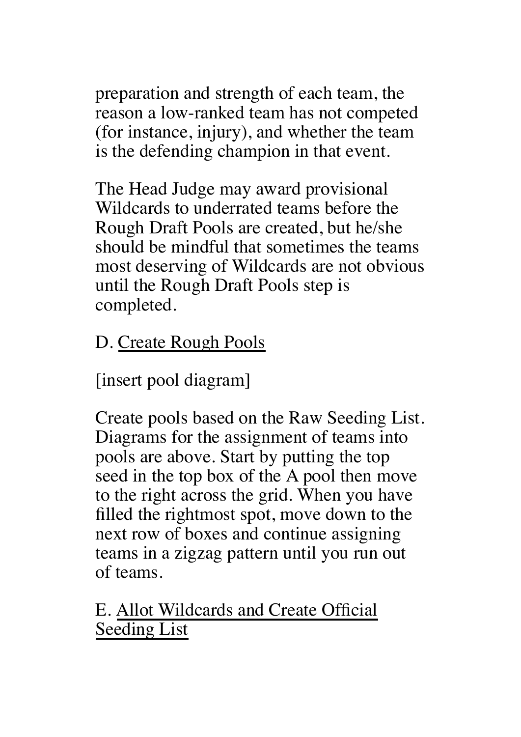preparation and strength of each team, the reason a low-ranked team has not competed (for instance, injury), and whether the team is the defending champion in that event.

The Head Judge may award provisional Wildcards to underrated teams before the Rough Draft Pools are created, but he/she should be mindful that sometimes the teams most deserving of Wildcards are not obvious until the Rough Draft Pools step is completed.

D. <u>Create Rough Pools</u>

[insert pool diagram]

Create pools based on the Raw Seeding List. Diagrams for the assignment of teams into pools are above. Start by putting the top seed in the top box of the A pool then move to the right across the grid. When you have filled the rightmost spot, move down to the next row of boxes and continue assigning teams in a zigzag pattern until you run out of teams.

E. <u>Allot Wildcards and Create Official Seeding List</u>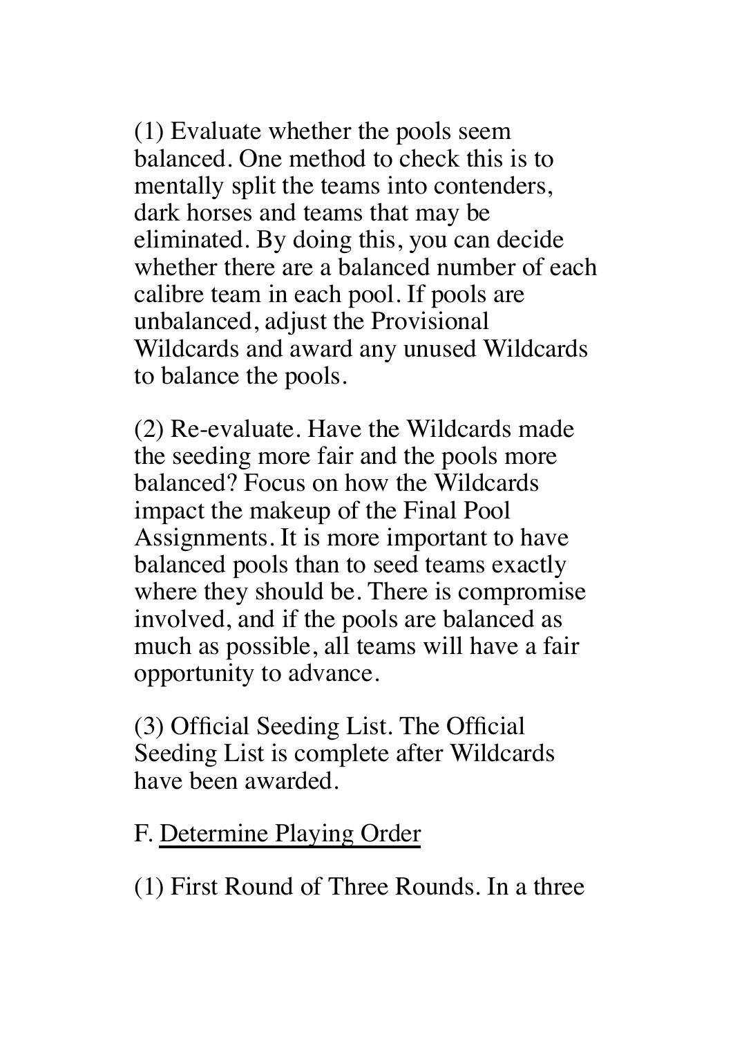(1) Evaluate whether the pools seem balanced. One method to check this is to mentally split the teams into contenders, dark horses and teams that may be eliminated. By doing this, you can decide whether there are a balanced number of each calibre team in each pool. If pools are unbalanced, adjust the Provisional Wildcards and award any unused Wildcards to balance the pools.

(2) Re-evaluate. Have the Wildcards made the seeding more fair and the pools more balanced? Focus on how the Wildcards impact the makeup of the Final Pool Assignments. It is more important to have balanced pools than to seed teams exactly where they should be. There is compromise involved, and if the pools are balanced as much as possible, all teams will have a fair opportunity to advance.

(3) Official Seeding List. The Official Seeding List is complete after Wildcards have been awarded.

F. <u>Determine Playing Order</u>

(1) First Round of Three Rounds. In a three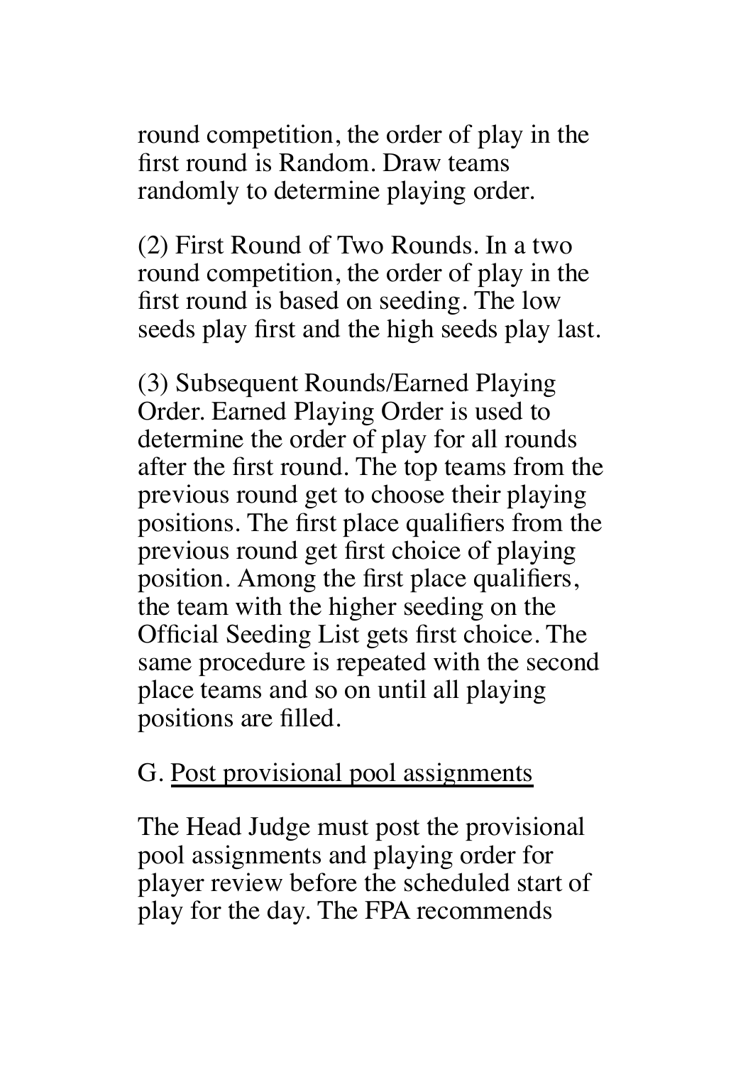round competition, the order of play in the first round is Random. Draw teams randomly to determine playing order.

(2) First Round of Two Rounds. In a two round competition, the order of play in the first round is based on seeding. The low seeds play first and the high seeds play last.

(3) Subsequent Rounds/Earned Playing Order. Earned Playing Order is used to determine the order of play for all rounds after the first round. The top teams from the previous round get to choose their playing positions. The first place qualifiers from the previous round get first choice of playing position. Among the first place qualifiers, the team with the higher seeding on the Official Seeding List gets first choice. The same procedure is repeated with the second place teams and so on until all playing positions are filled.

G. Post provisional pool assignments

The Head Judge must post the provisional pool assignments and playing order for player review before the scheduled start of play for the day. The FPA recommends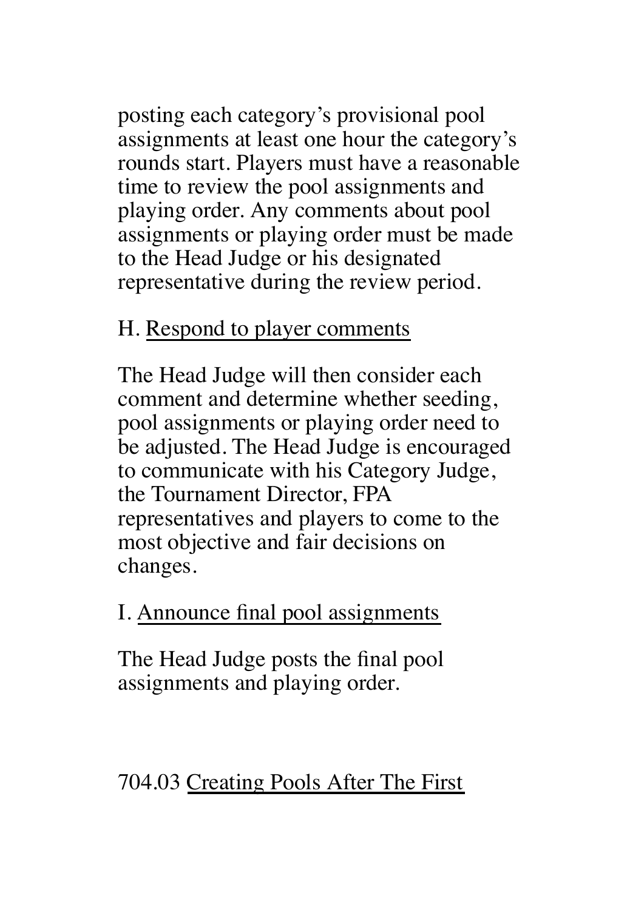posting each category's provisional pool assignments at least one hour the category's rounds start. Players must have a reasonable time to review the pool assignments and playing order. Any comments about pool assignments or playing order must be made to the Head Judge or his designated representative during the review period.

H. Respond to player comments

The Head Judge will then consider each comment and determine whether seeding, pool assignments or playing order need to be adjusted. The Head Judge is encouraged to communicate with his Category Judge, the Tournament Director, FPA representatives and players to come to the most objective and fair decisions on changes.

I. Announce final pool assignments

The Head Judge posts the final pool assignments and playing order.

704.03 Creating Pools After The First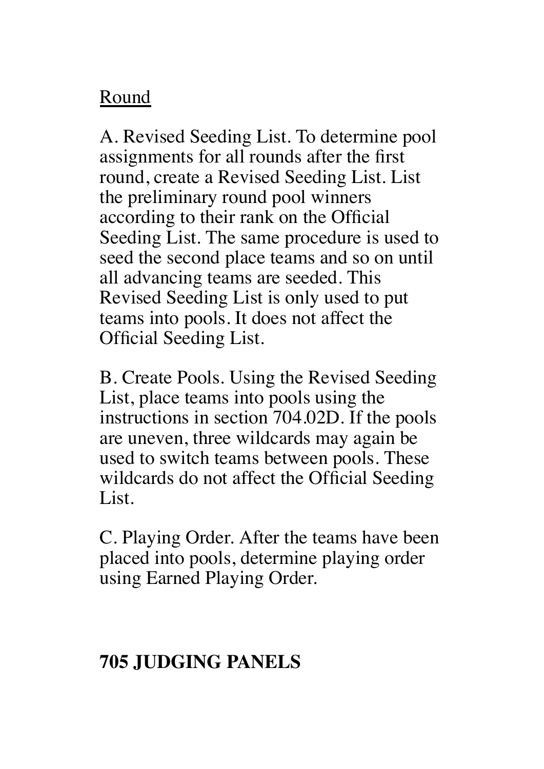<u>Round</u>

A. Revised Seeding List. To determine pool assignments for all rounds after the first round, create a Revised Seeding List. List the preliminary round pool winners according to their rank on the Official Seeding List. The same procedure is used to seed the second place teams and so on until all advancing teams are seeded. This Revised Seeding List is only used to put teams into pools. It does not affect the Official Seeding List.

B. Create Pools. Using the Revised Seeding List, place teams into pools using the instructions in section 704.02D. If the pools are uneven, three wildcards may again be used to switch teams between pools. These wildcards do not affect the Official Seeding List.

C. Playing Order. After the teams have been placed into pools, determine playing order using Earned Playing Order.

## 705 JUDGING PANELS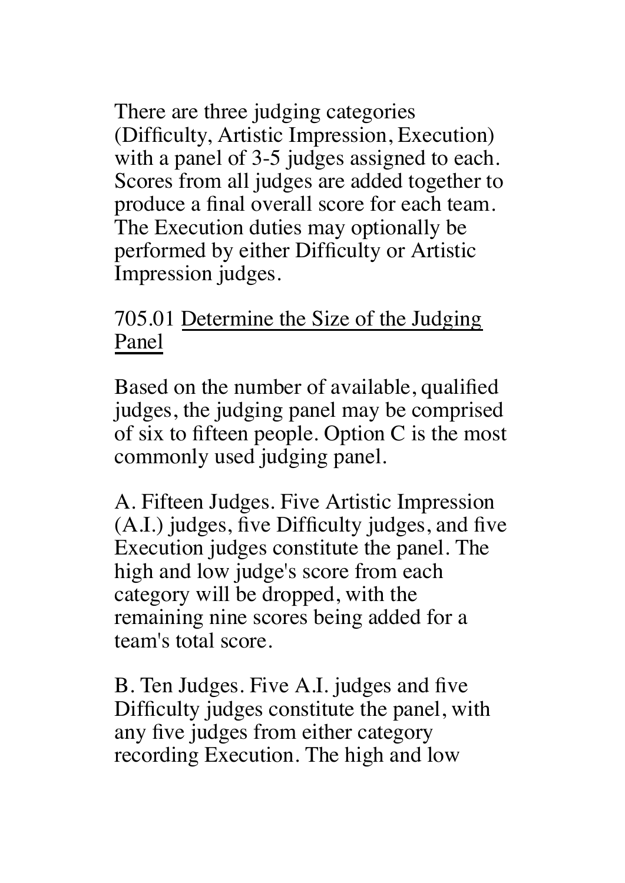There are three judging categories (Difficulty, Artistic Impression, Execution) with a panel of 3-5 judges assigned to each. Scores from all judges are added together to produce a final overall score for each team. The Execution duties may optionally be performed by either Difficulty or Artistic Impression judges.

705.01 Determine the Size of the Judging Panel

Based on the number of available, qualified judges, the judging panel may be comprised of six to fifteen people. Option C is the most commonly used judging panel.

A. Fifteen Judges. Five Artistic Impression (A.I.) judges, five Difficulty judges, and five Execution judges constitute the panel. The high and low judge's score from each category will be dropped, with the remaining nine scores being added for a team's total score.

B. Ten Judges. Five A.I. judges and five Difficulty judges constitute the panel, with any five judges from either category recording Execution. The high and low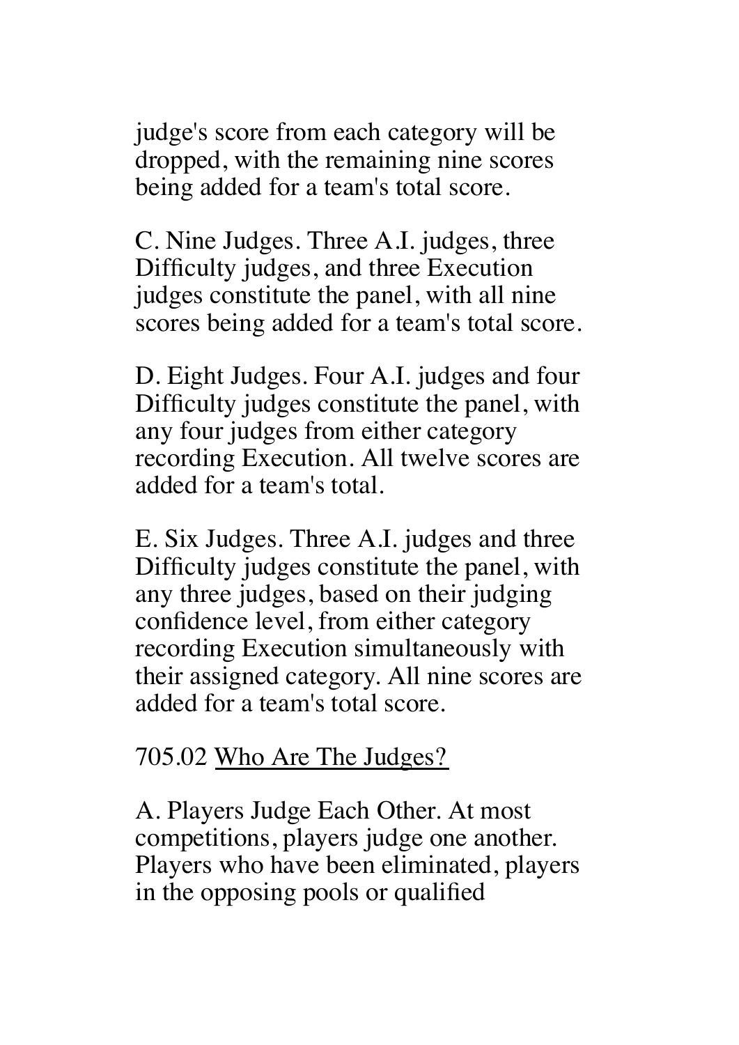judge's score from each category will be dropped, with the remaining nine scores being added for a team's total score.

C. Nine Judges. Three A.I. judges, three Difficulty judges, and three Execution judges constitute the panel, with all nine scores being added for a team's total score.

D. Eight Judges. Four A.I. judges and four Difficulty judges constitute the panel, with any four judges from either category recording Execution. All twelve scores are added for a team's total.

E. Six Judges. Three A.I. judges and three Difficulty judges constitute the panel, with any three judges, based on their judging confidence level, from either category recording Execution simultaneously with their assigned category. All nine scores are added for a team's total score.

705.02 Who Are The Judges?

A. Players Judge Each Other. At most competitions, players judge one another. Players who have been eliminated, players in the opposing pools or qualified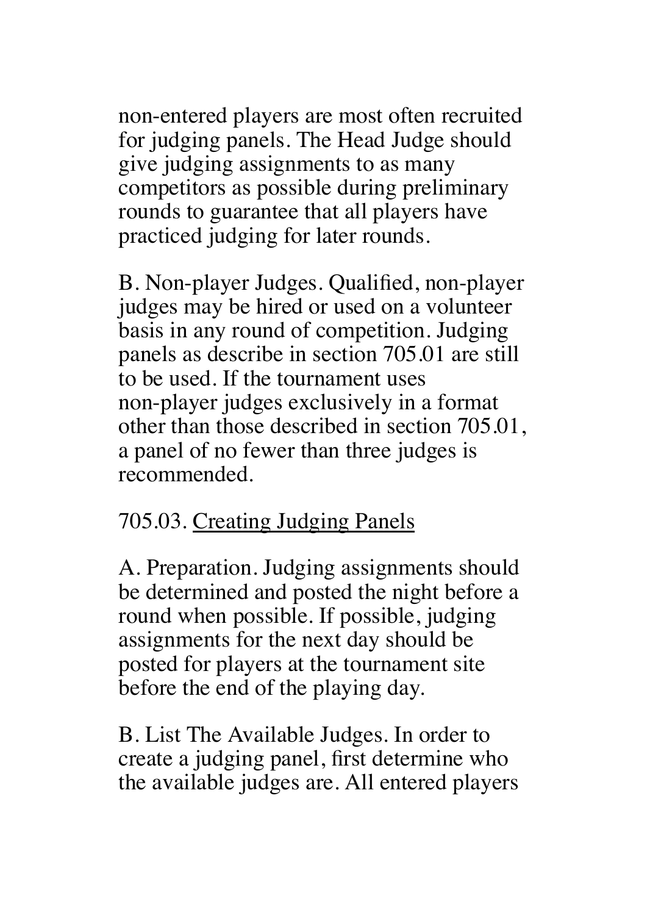non-entered players are most often recruited for judging panels. The Head Judge should give judging assignments to as many competitors as possible during preliminary rounds to guarantee that all players have practiced judging for later rounds.

B. Non-player Judges. Qualified, non-player judges may be hired or used on a volunteer basis in any round of competition. Judging panels as describe in section 705.01 are still to be used. If the tournament uses non-player judges exclusively in a format other than those described in section 705.01, a panel of no fewer than three judges is recommended.

705.03. <u>Creating Judging Panels</u>

A. Preparation. Judging assignments should be determined and posted the night before a round when possible. If possible, judging assignments for the next day should be posted for players at the tournament site before the end of the playing day.

B. List The Available Judges. In order to create a judging panel, first determine who the available judges are. All entered players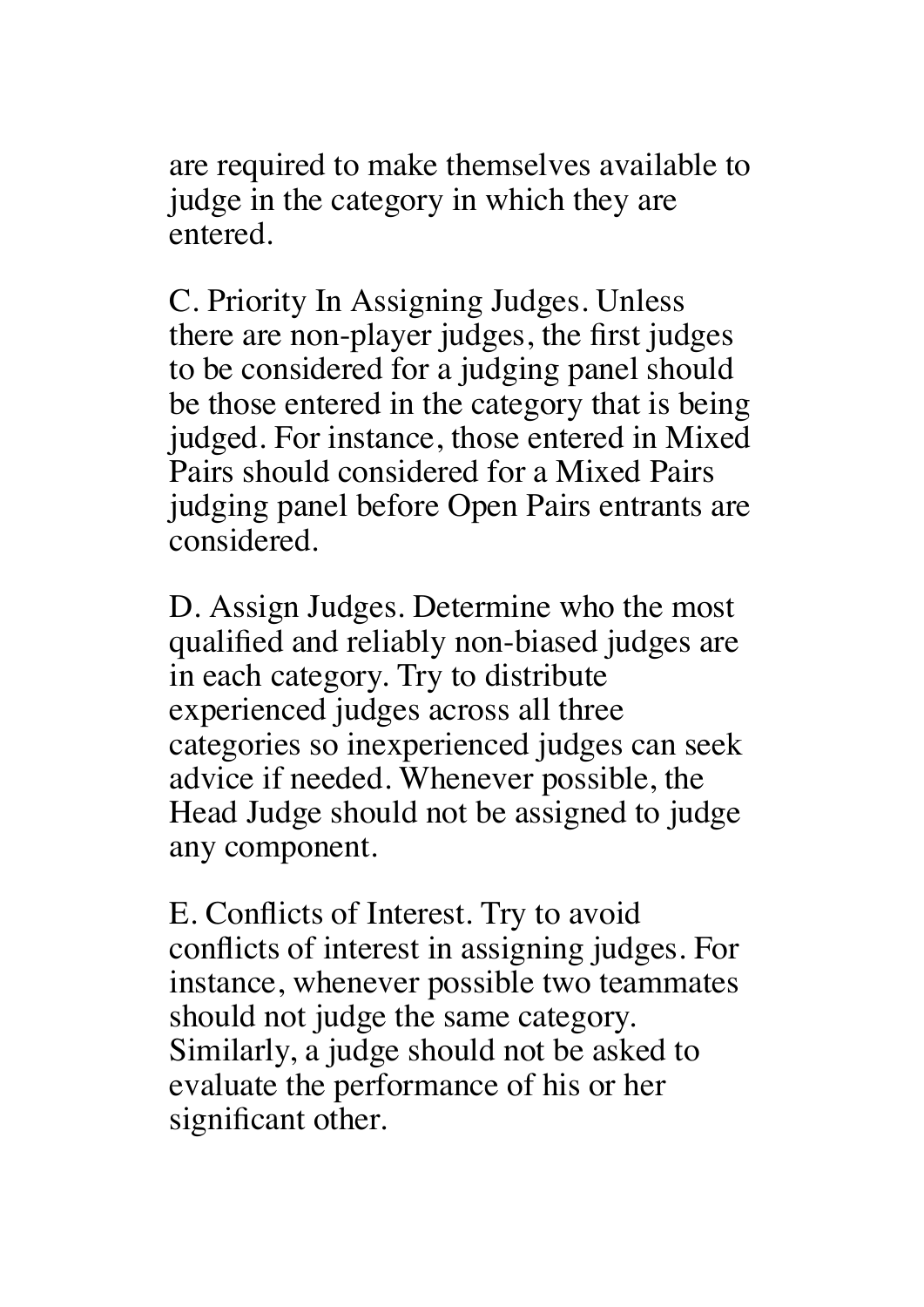are required to make themselves available to judge in the category in which they are entered.

C. Priority In Assigning Judges. Unless there are non-player judges, the first judges to be considered for a judging panel should be those entered in the category that is being judged. For instance, those entered in Mixed Pairs should considered for a Mixed Pairs judging panel before Open Pairs entrants are considered.

D. Assign Judges. Determine who the most qualified and reliably non-biased judges are in each category. Try to distribute experienced judges across all three categories so inexperienced judges can seek advice if needed. Whenever possible, the Head Judge should not be assigned to judge any component.

E. Conflicts of Interest. Try to avoid conflicts of interest in assigning judges. For instance, whenever possible two teammates should not judge the same category. Similarly, a judge should not be asked to evaluate the performance of his or her significant other.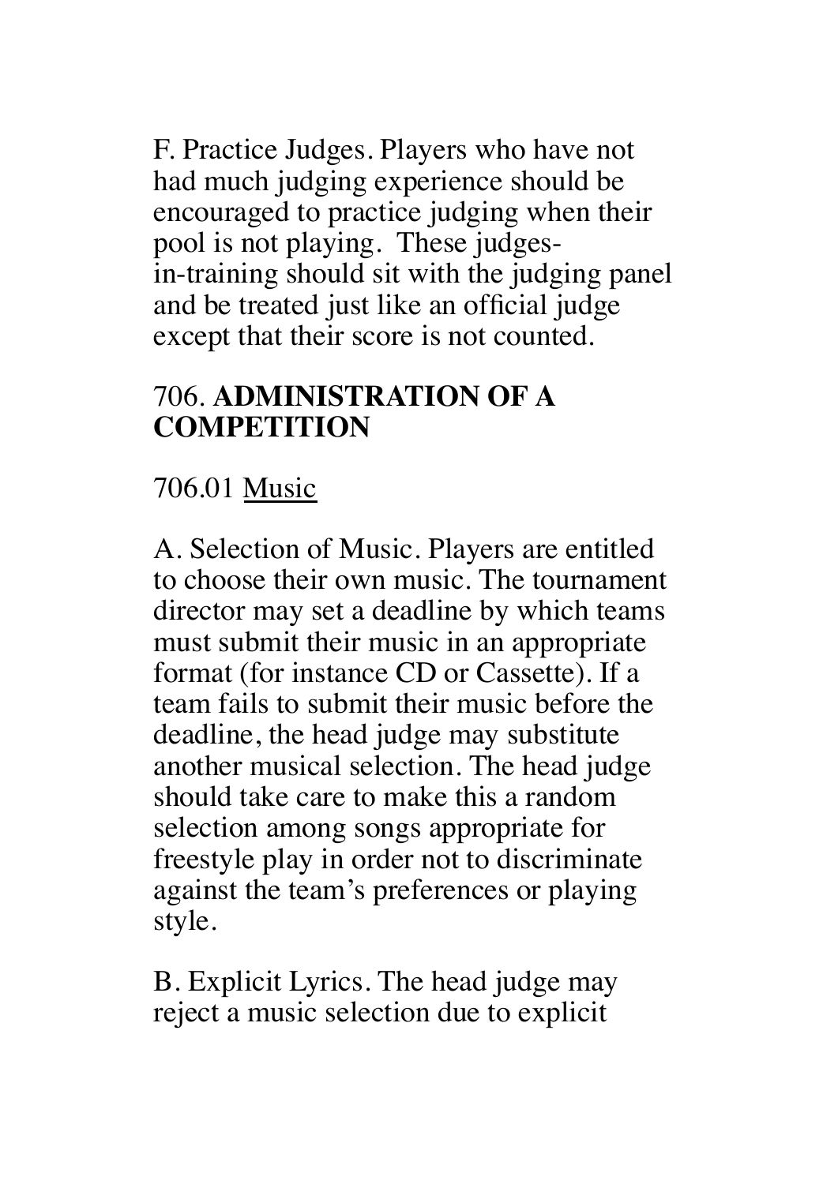F. Practice Judges. Players who have not had much judging experience should be encouraged to practice judging when their pool is not playing. These judges-in-training should sit with the judging panel and be treated just like an official judge except that their score is not counted.

## 706. **ADMINISTRATION OF A COMPETITION**

706.01 <u>Music</u>

A. Selection of Music. Players are entitled to choose their own music. The tournament director may set a deadline by which teams must submit their music in an appropriate format (for instance CD or Cassette). If a team fails to submit their music before the deadline, the head judge may substitute another musical selection. The head judge should take care to make this a random selection among songs appropriate for freestyle play in order not to discriminate against the team's preferences or playing style.

B. Explicit Lyrics. The head judge may reject a music selection due to explicit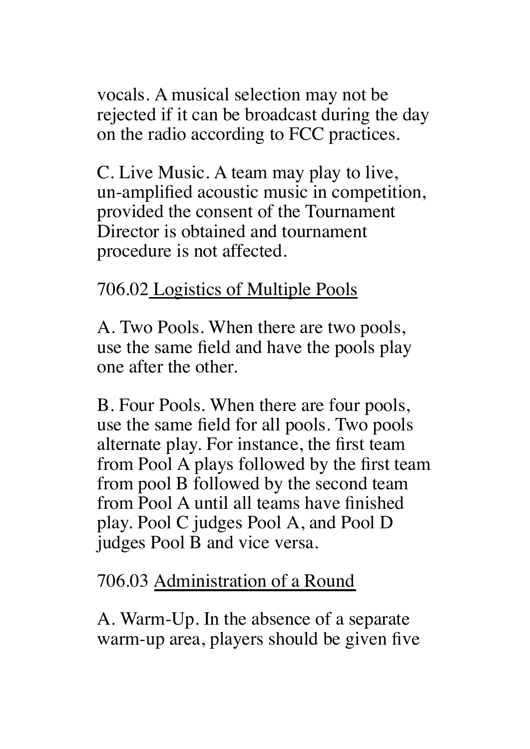vocals. A musical selection may not be rejected if it can be broadcast during the day on the radio according to FCC practices.

C. Live Music. A team may play to live, un-amplified acoustic music in competition, provided the consent of the Tournament Director is obtained and tournament procedure is not affected.

706.02 <u>Logistics of Multiple Pools</u>

A. Two Pools. When there are two pools, use the same field and have the pools play one after the other.

B. Four Pools. When there are four pools, use the same field for all pools. Two pools alternate play. For instance, the first team from Pool A plays followed by the first team from pool B followed by the second team from Pool A until all teams have finished play. Pool C judges Pool A, and Pool D judges Pool B and vice versa.

706.03 <u>Administration of a Round</u>

A. Warm-Up. In the absence of a separate warm-up area, players should be given five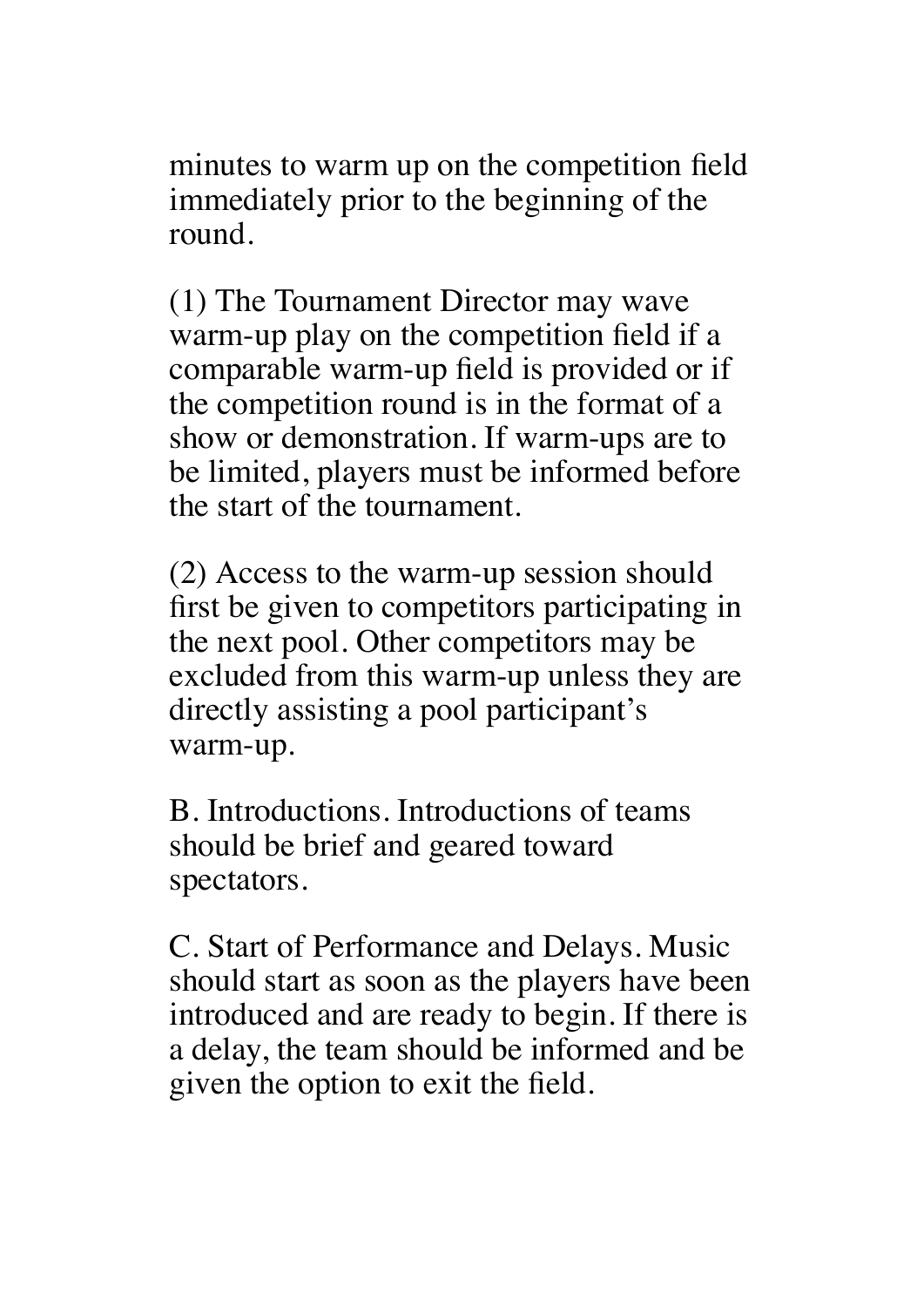minutes to warm up on the competition field immediately prior to the beginning of the round.

(1) The Tournament Director may wave warm-up play on the competition field if a comparable warm-up field is provided or if the competition round is in the format of a show or demonstration. If warm-ups are to be limited, players must be informed before the start of the tournament.

(2) Access to the warm-up session should first be given to competitors participating in the next pool. Other competitors may be excluded from this warm-up unless they are directly assisting a pool participant's warm-up.

B. Introductions. Introductions of teams should be brief and geared toward spectators.

C. Start of Performance and Delays. Music should start as soon as the players have been introduced and are ready to begin. If there is a delay, the team should be informed and be given the option to exit the field.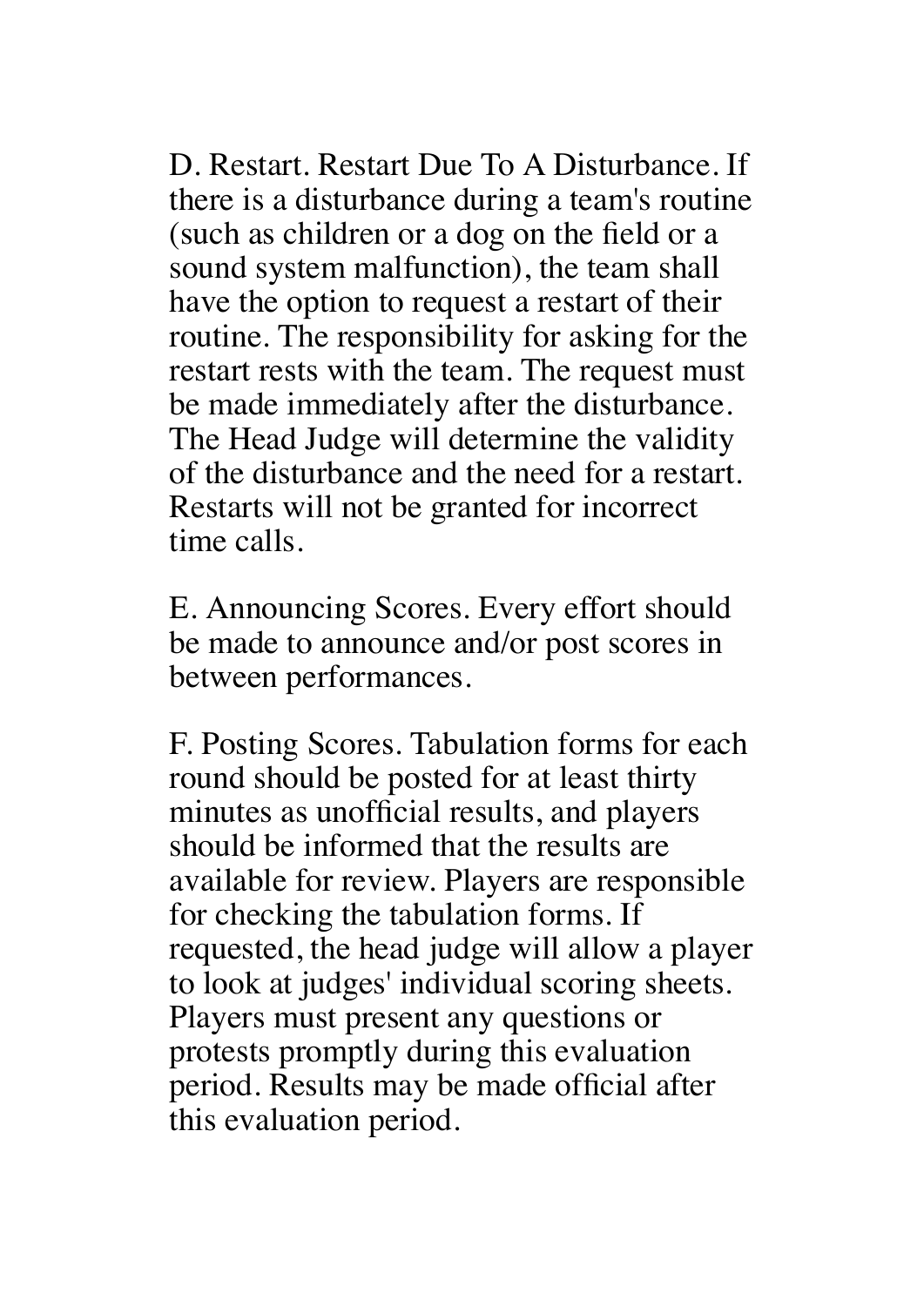D. Restart. Restart Due To A Disturbance. If there is a disturbance during a team's routine (such as children or a dog on the field or a sound system malfunction), the team shall have the option to request a restart of their routine. The responsibility for asking for the restart rests with the team. The request must be made immediately after the disturbance. The Head Judge will determine the validity of the disturbance and the need for a restart. Restarts will not be granted for incorrect time calls.

E. Announcing Scores. Every effort should be made to announce and/or post scores in between performances.

F. Posting Scores. Tabulation forms for each round should be posted for at least thirty minutes as unofficial results, and players should be informed that the results are available for review. Players are responsible for checking the tabulation forms. If requested, the head judge will allow a player to look at judges' individual scoring sheets. Players must present any questions or protests promptly during this evaluation period. Results may be made official after this evaluation period.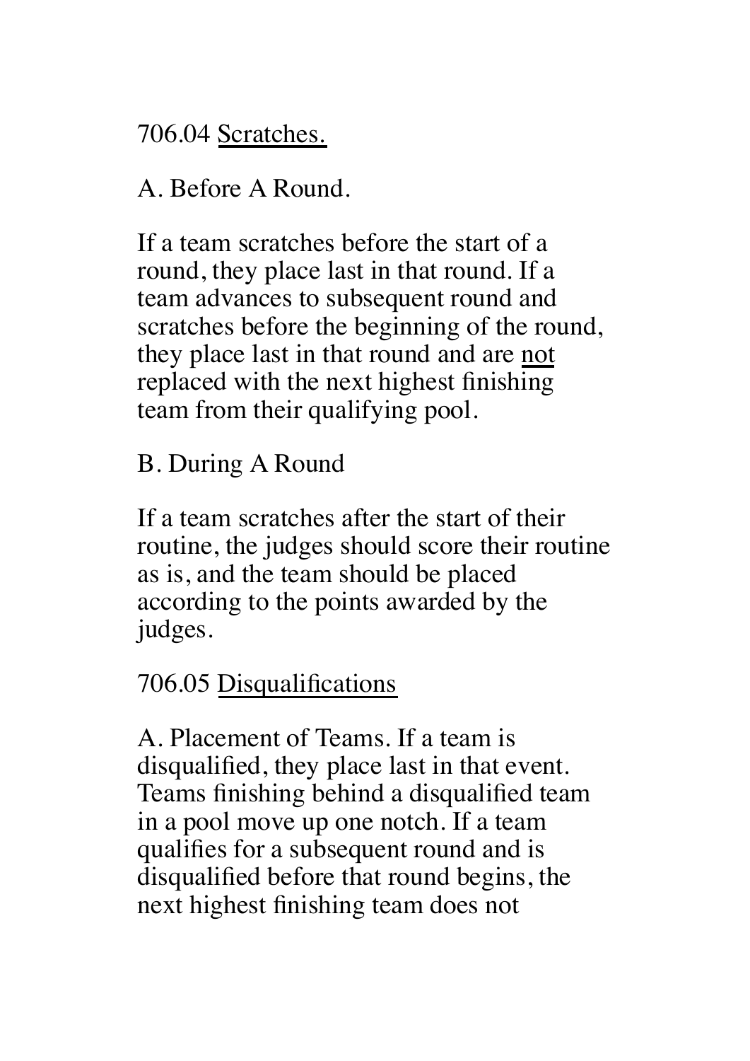706.04 <u>Scratches.</u>

A. Before A Round.

If a team scratches before the start of a round, they place last in that round. If a team advances to subsequent round and scratches before the beginning of the round, they place last in that round and are <u>not</u> replaced with the next highest finishing team from their qualifying pool.

B. During A Round

If a team scratches after the start of their routine, the judges should score their routine as is, and the team should be placed according to the points awarded by the judges.

706.05 <u>Disqualifications</u>

A. Placement of Teams. If a team is disqualified, they place last in that event. Teams finishing behind a disqualified team in a pool move up one notch. If a team qualifies for a subsequent round and is disqualified before that round begins, the next highest finishing team does not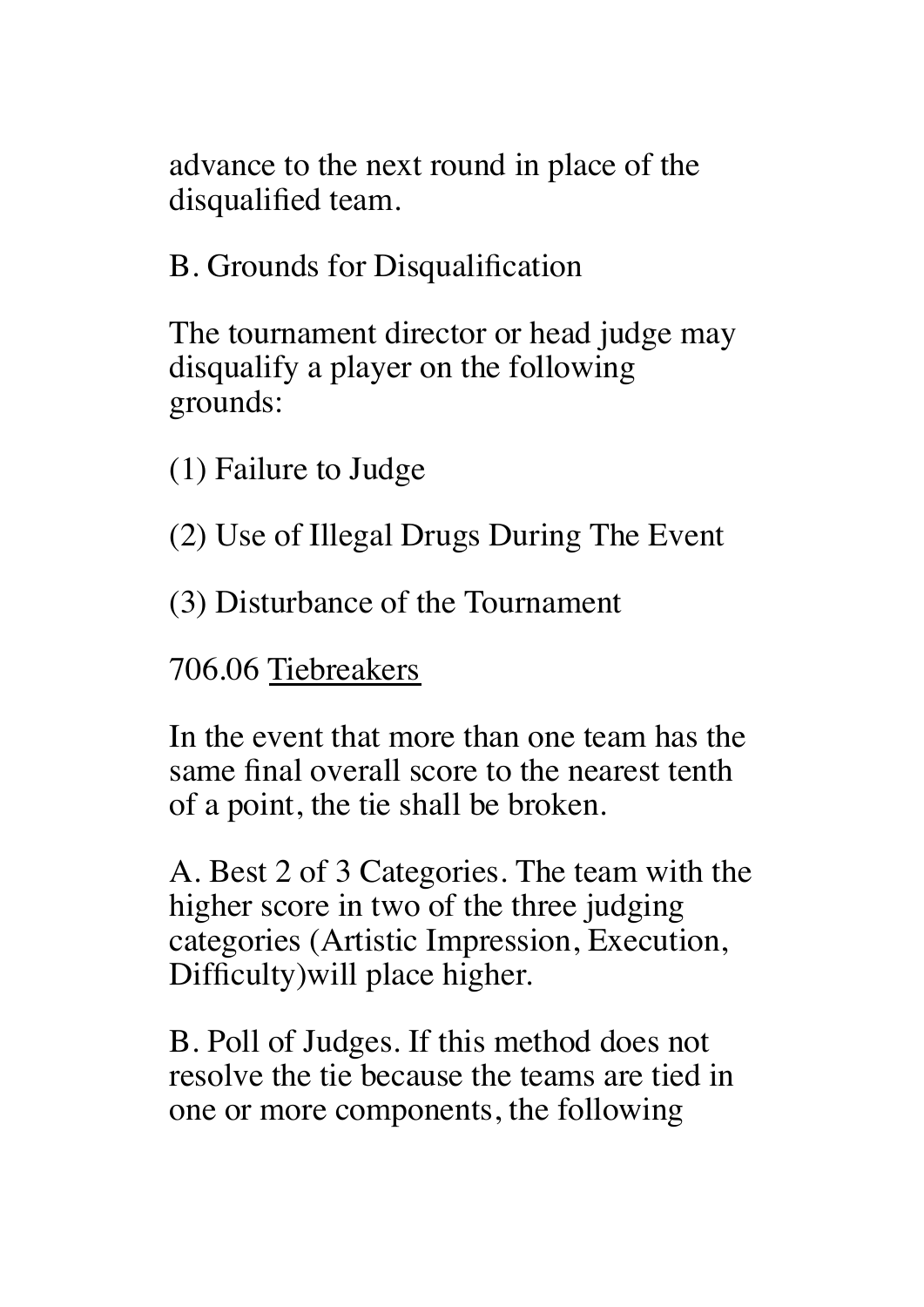advance to the next round in place of the disqualified team.

B. Grounds for Disqualification

The tournament director or head judge may disqualify a player on the following grounds:

(1) Failure to Judge

(2) Use of Illegal Drugs During The Event

(3) Disturbance of the Tournament

706.06 <u>Tiebreakers</u>

In the event that more than one team has the same final overall score to the nearest tenth of a point, the tie shall be broken.

A. Best 2 of 3 Categories. The team with the higher score in two of the three judging categories (Artistic Impression, Execution, Difficulty)will place higher.

B. Poll of Judges. If this method does not resolve the tie because the teams are tied in one or more components, the following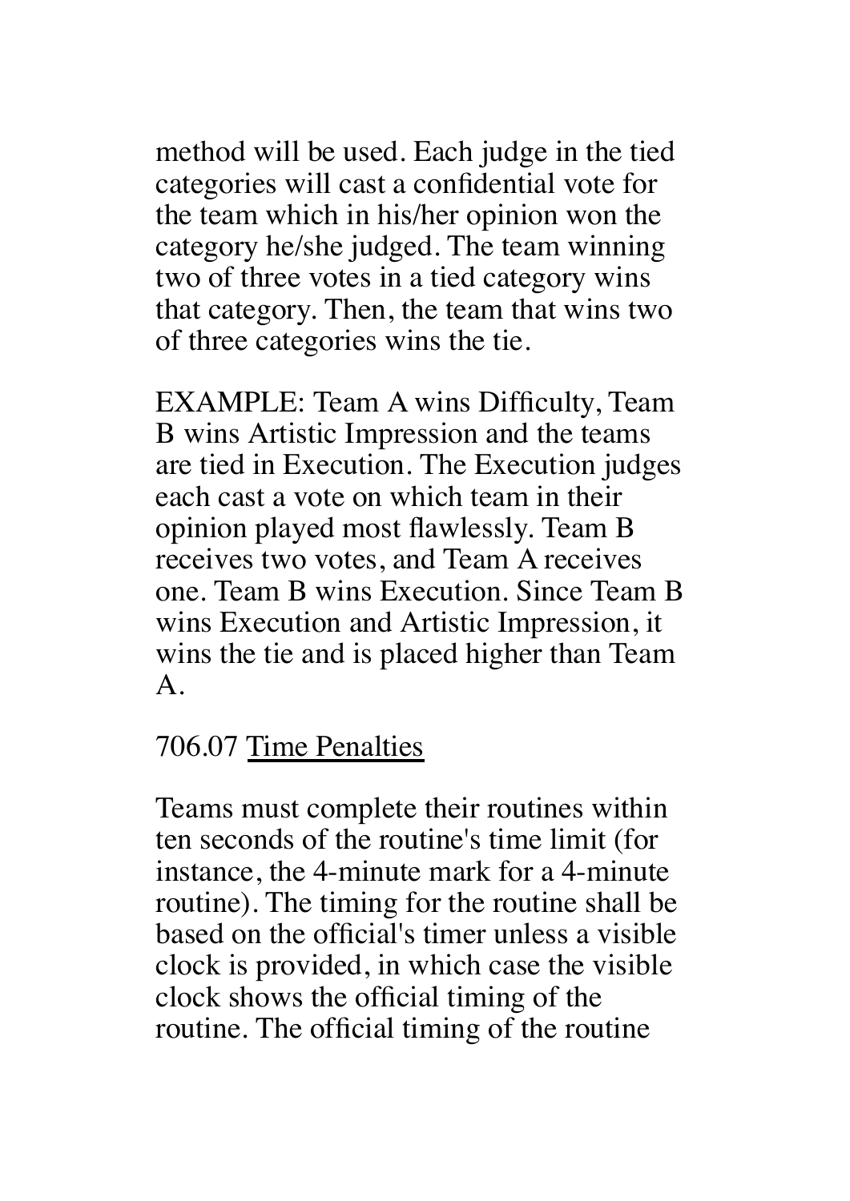method will be used. Each judge in the tied categories will cast a confidential vote for the team which in his/her opinion won the category he/she judged. The team winning two of three votes in a tied category wins that category. Then, the team that wins two of three categories wins the tie.

EXAMPLE: Team A wins Difficulty, Team B wins Artistic Impression and the teams are tied in Execution. The Execution judges each cast a vote on which team in their opinion played most flawlessly. Team B receives two votes, and Team A receives one. Team B wins Execution. Since Team B wins Execution and Artistic Impression, it wins the tie and is placed higher than Team A.

706.07 <u>Time Penalties</u>

Teams must complete their routines within ten seconds of the routine's time limit (for instance, the 4-minute mark for a 4-minute routine). The timing for the routine shall be based on the official's timer unless a visible clock is provided, in which case the visible clock shows the official timing of the routine. The official timing of the routine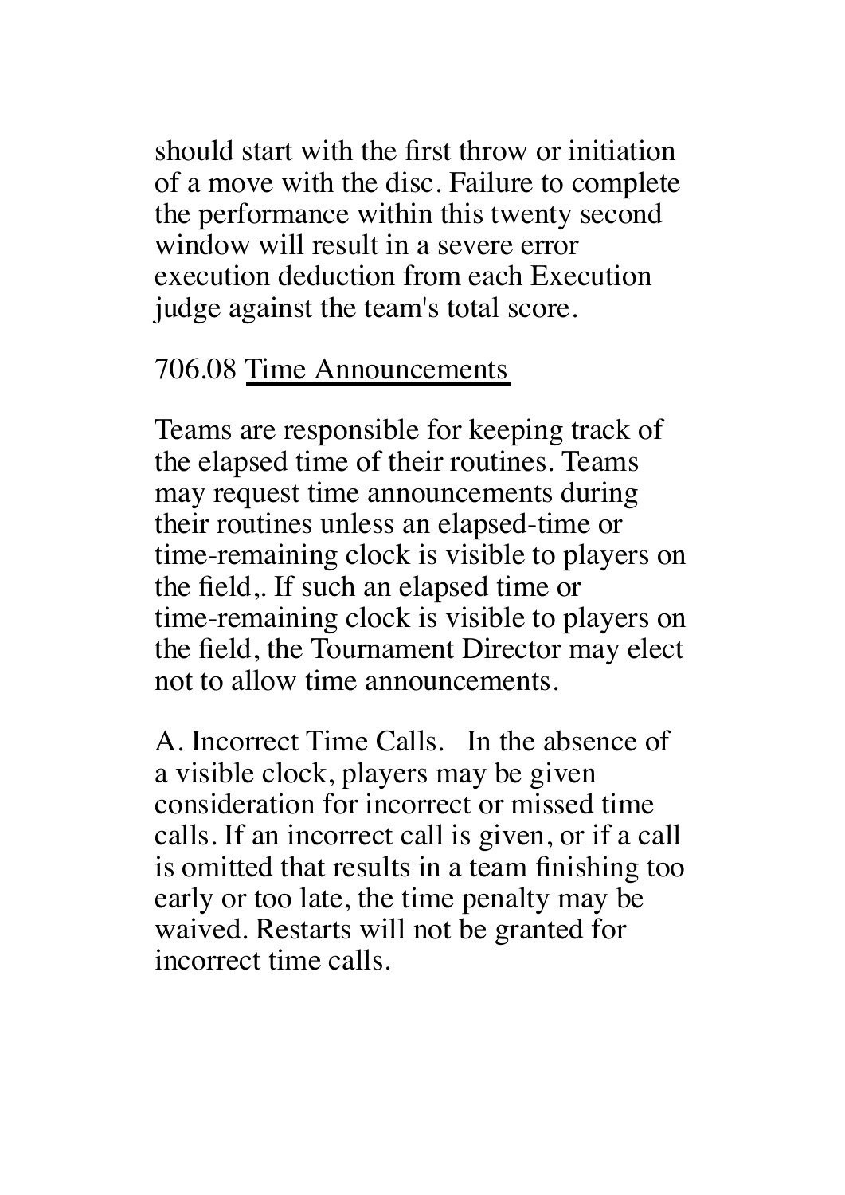should start with the first throw or initiation of a move with the disc. Failure to complete the performance within this twenty second window will result in a severe error execution deduction from each Execution judge against the team's total score.

706.08 <u>Time Announcements</u>

Teams are responsible for keeping track of the elapsed time of their routines. Teams may request time announcements during their routines unless an elapsed-time or time-remaining clock is visible to players on the field,. If such an elapsed time or time-remaining clock is visible to players on the field, the Tournament Director may elect not to allow time announcements.

A. Incorrect Time Calls.   In the absence of a visible clock, players may be given consideration for incorrect or missed time calls. If an incorrect call is given, or if a call is omitted that results in a team finishing too early or too late, the time penalty may be waived. Restarts will not be granted for incorrect time calls.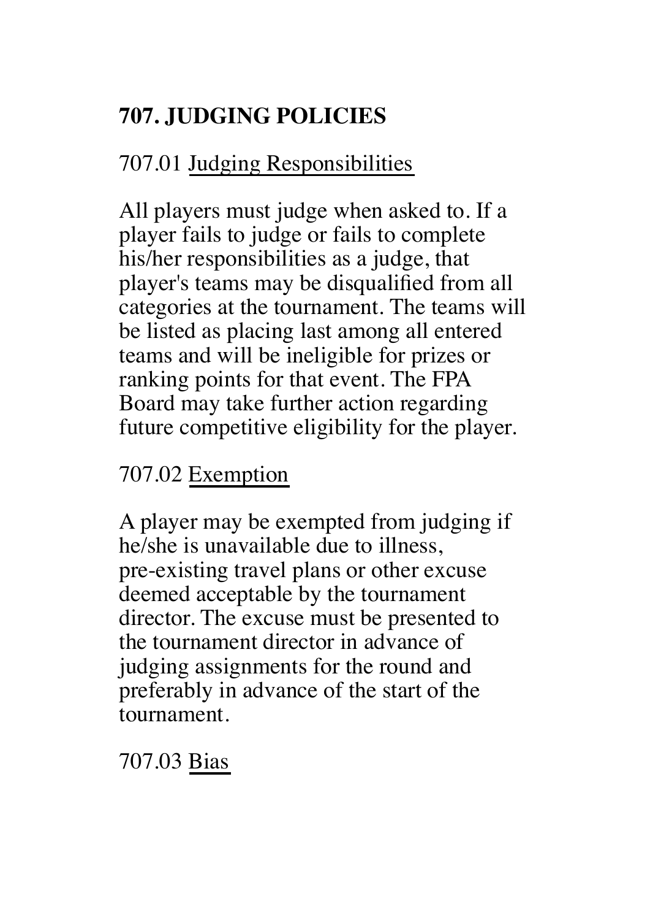## 707. JUDGING POLICIES

707.01 <u>Judging Responsibilities</u>

All players must judge when asked to. If a player fails to judge or fails to complete his/her responsibilities as a judge, that player's teams may be disqualified from all categories at the tournament. The teams will be listed as placing last among all entered teams and will be ineligible for prizes or ranking points for that event. The FPA Board may take further action regarding future competitive eligibility for the player.

707.02 <u>Exemption</u>

A player may be exempted from judging if he/she is unavailable due to illness, pre-existing travel plans or other excuse deemed acceptable by the tournament director. The excuse must be presented to the tournament director in advance of judging assignments for the round and preferably in advance of the start of the tournament.

707.03 <u>Bias</u>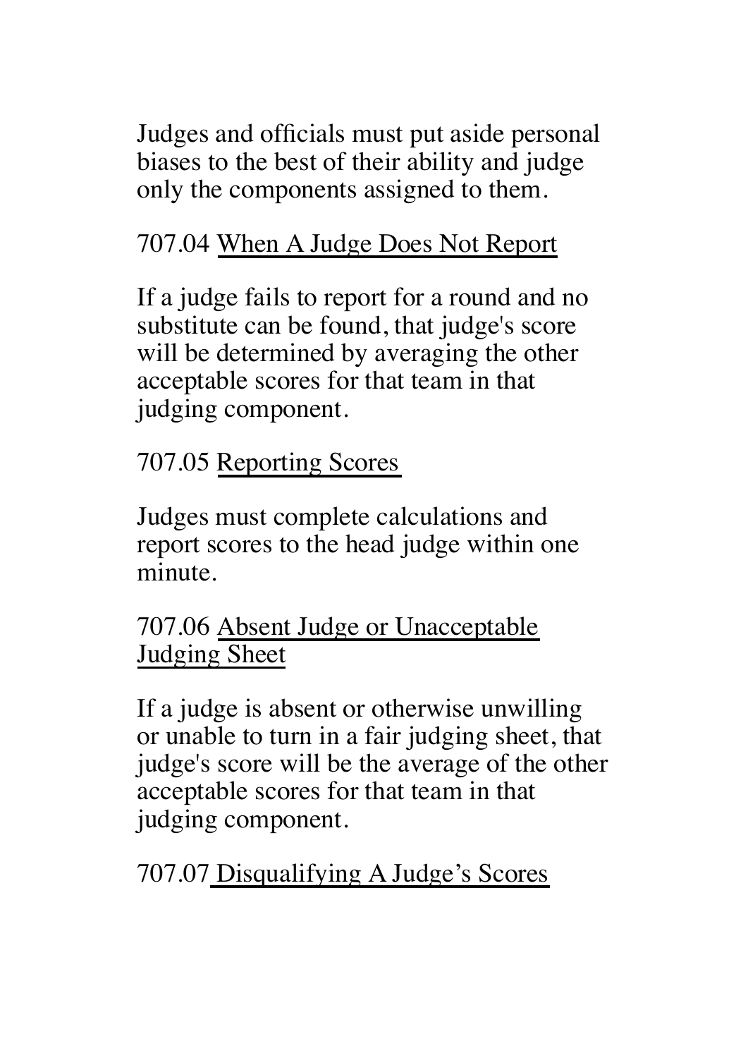Judges and officials must put aside personal biases to the best of their ability and judge only the components assigned to them.

707.04 <u>When A Judge Does Not Report</u>

If a judge fails to report for a round and no substitute can be found, that judge's score will be determined by averaging the other acceptable scores for that team in that judging component.

707.05 <u>Reporting Scores</u>

Judges must complete calculations and report scores to the head judge within one minute.

707.06 <u>Absent Judge or Unacceptable Judging Sheet</u>

If a judge is absent or otherwise unwilling or unable to turn in a fair judging sheet, that judge's score will be the average of the other acceptable scores for that team in that judging component.

707.07 <u>Disqualifying A Judge's Scores</u>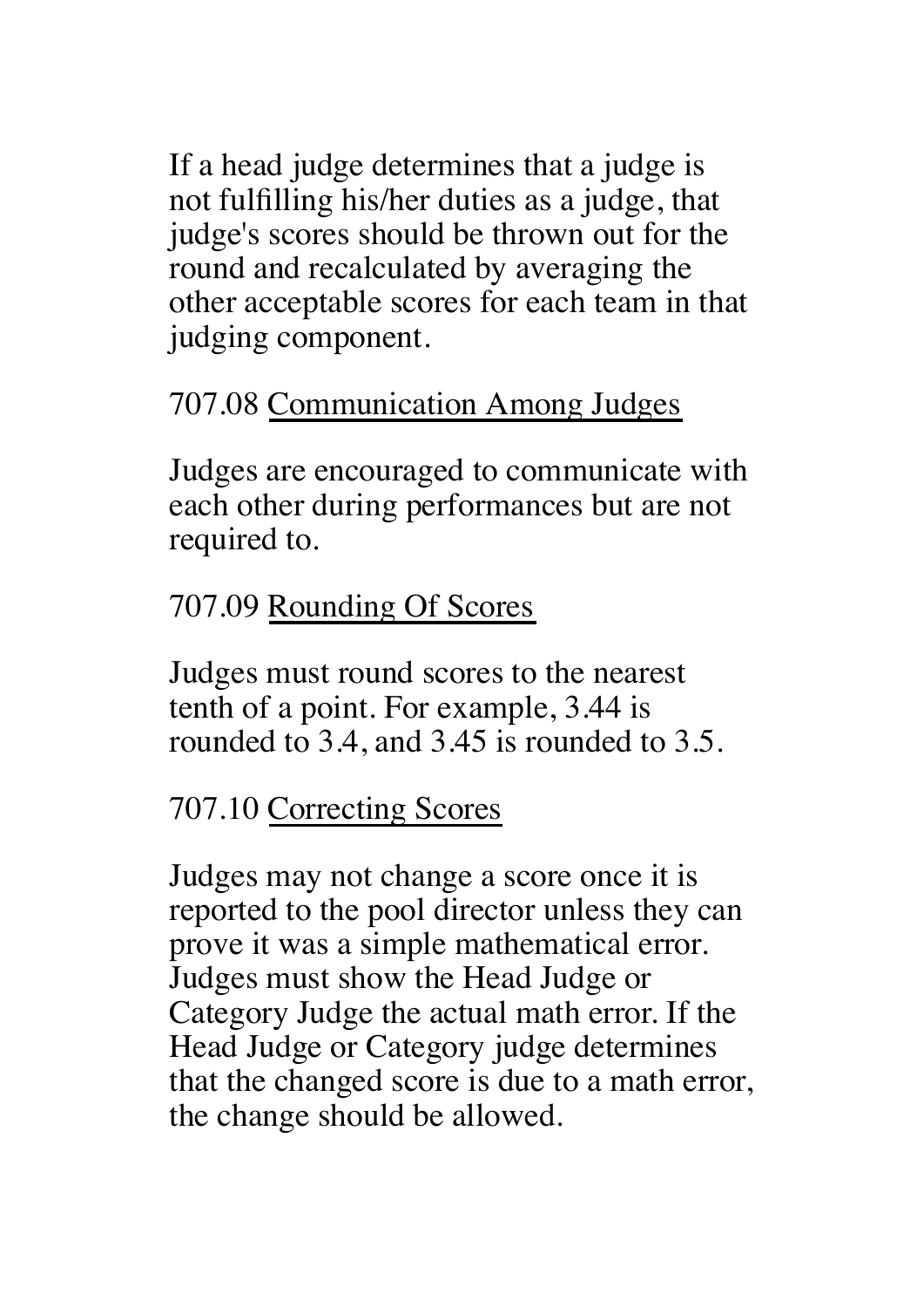If a head judge determines that a judge is not fulfilling his/her duties as a judge, that judge's scores should be thrown out for the round and recalculated by averaging the other acceptable scores for each team in that judging component.

707.08 <u>Communication Among Judges</u>

Judges are encouraged to communicate with each other during performances but are not required to.

707.09 <u>Rounding Of Scores</u>

Judges must round scores to the nearest tenth of a point. For example, 3.44 is rounded to 3.4, and 3.45 is rounded to 3.5.

707.10 <u>Correcting Scores</u>

Judges may not change a score once it is reported to the pool director unless they can prove it was a simple mathematical error. Judges must show the Head Judge or Category Judge the actual math error. If the Head Judge or Category judge determines that the changed score is due to a math error, the change should be allowed.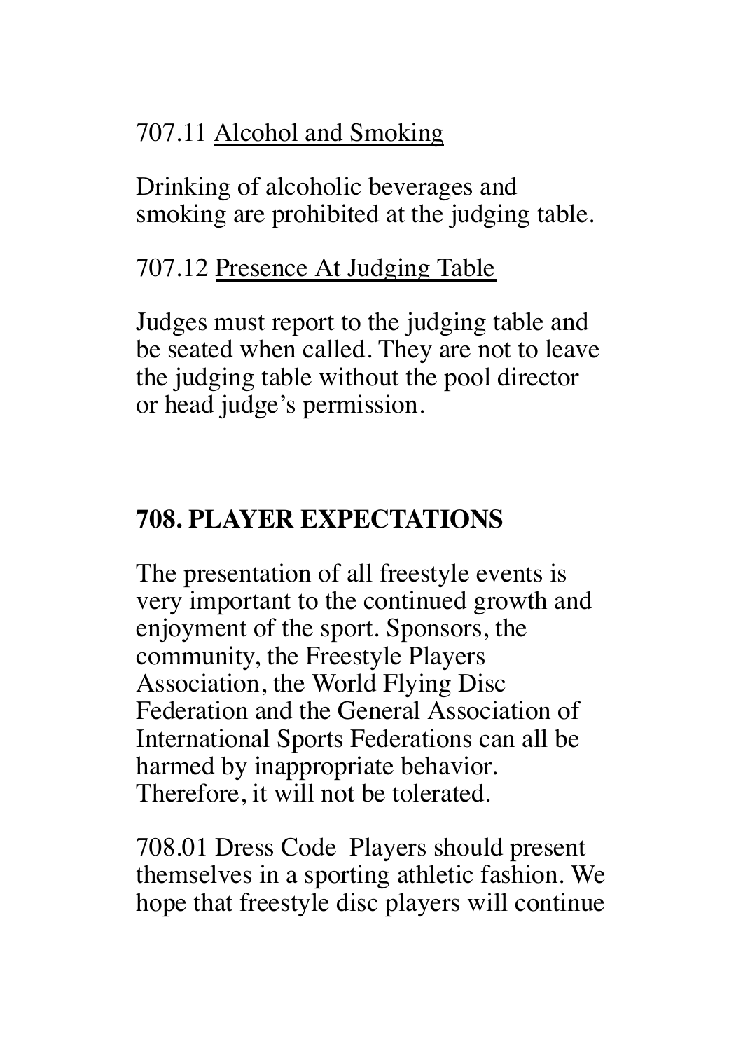707.11 <u>Alcohol and Smoking</u>

Drinking of alcoholic beverages and smoking are prohibited at the judging table.

707.12 <u>Presence At Judging Table</u>

Judges must report to the judging table and be seated when called. They are not to leave the judging table without the pool director or head judge's permission.

## 708. PLAYER EXPECTATIONS

The presentation of all freestyle events is very important to the continued growth and enjoyment of the sport. Sponsors, the community, the Freestyle Players Association, the World Flying Disc Federation and the General Association of International Sports Federations can all be harmed by inappropriate behavior. Therefore, it will not be tolerated.

708.01 Dress Code  Players should present themselves in a sporting athletic fashion. We hope that freestyle disc players will continue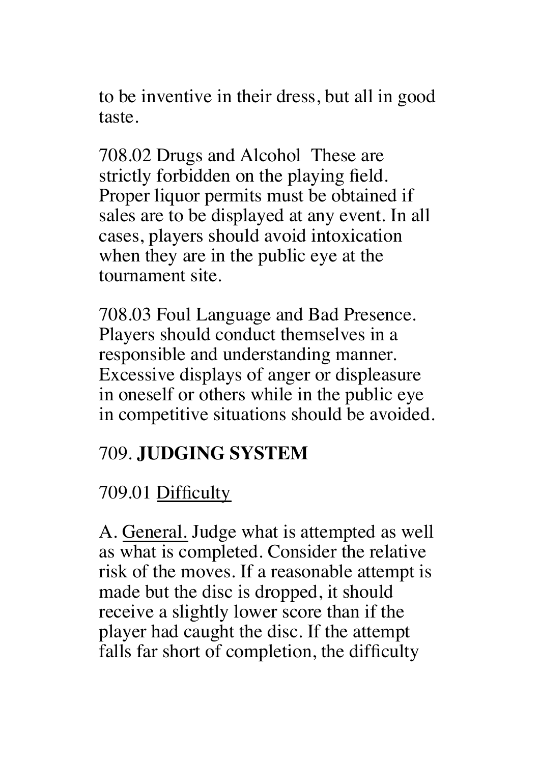to be inventive in their dress, but all in good taste.

708.02 Drugs and Alcohol These are strictly forbidden on the playing field. Proper liquor permits must be obtained if sales are to be displayed at any event. In all cases, players should avoid intoxication when they are in the public eye at the tournament site.

708.03 Foul Language and Bad Presence. Players should conduct themselves in a responsible and understanding manner. Excessive displays of anger or displeasure in oneself or others while in the public eye in competitive situations should be avoided.

## 709. **JUDGING SYSTEM**

709.01 <u>Difficulty</u>

A. <u>General.</u> Judge what is attempted as well as what is completed. Consider the relative risk of the moves. If a reasonable attempt is made but the disc is dropped, it should receive a slightly lower score than if the player had caught the disc. If the attempt falls far short of completion, the difficulty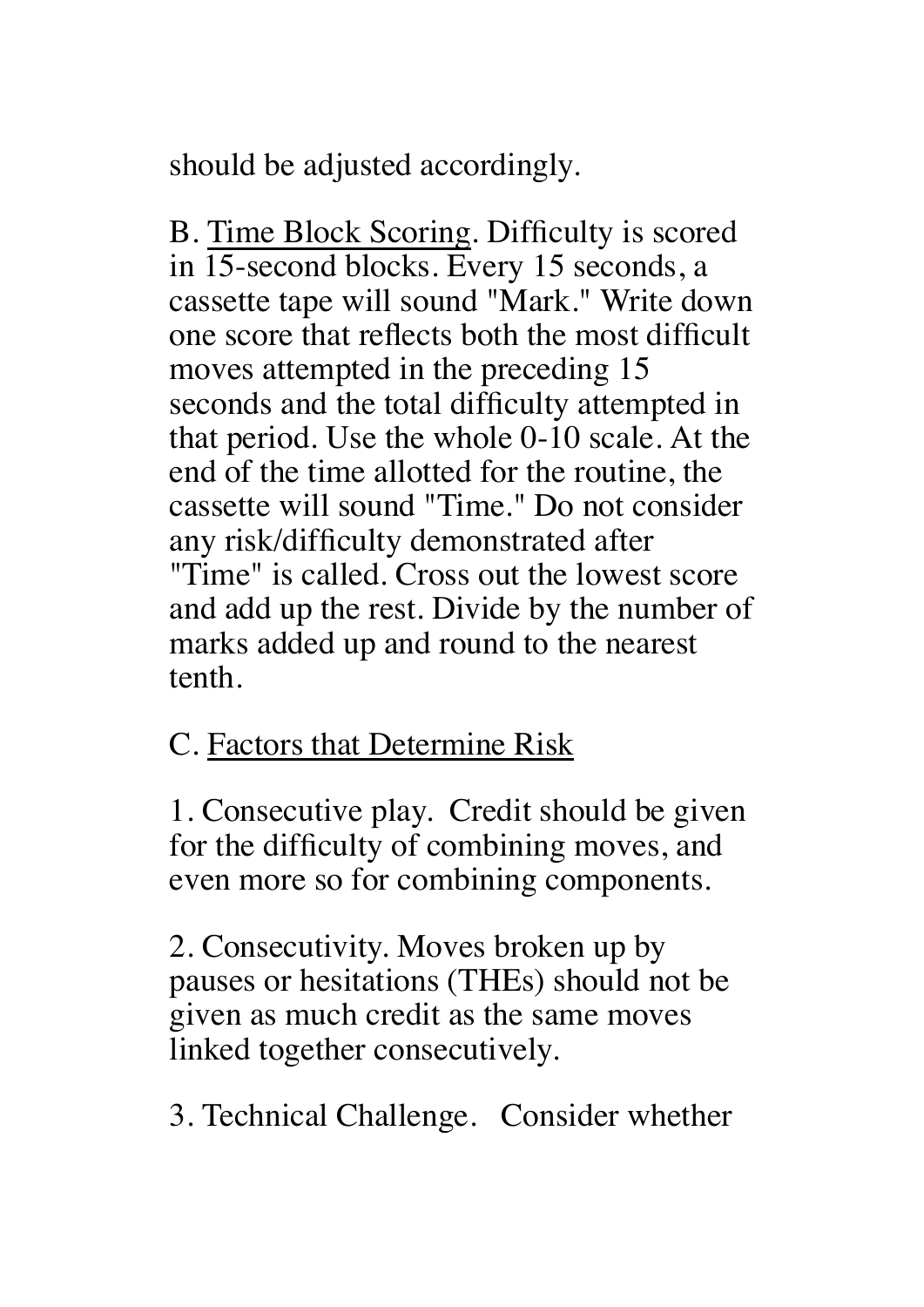should be adjusted accordingly.

B. <u>Time Block Scoring</u>. Difficulty is scored in 15-second blocks. Every 15 seconds, a cassette tape will sound "Mark." Write down one score that reflects both the most difficult moves attempted in the preceding 15 seconds and the total difficulty attempted in that period. Use the whole 0-10 scale. At the end of the time allotted for the routine, the cassette will sound "Time." Do not consider any risk/difficulty demonstrated after "Time" is called. Cross out the lowest score and add up the rest. Divide by the number of marks added up and round to the nearest tenth.

C. <u>Factors that Determine Risk</u>

1. Consecutive play. Credit should be given for the difficulty of combining moves, and even more so for combining components.

2. Consecutivity. Moves broken up by pauses or hesitations (THEs) should not be given as much credit as the same moves linked together consecutively.

3. Technical Challenge. Consider whether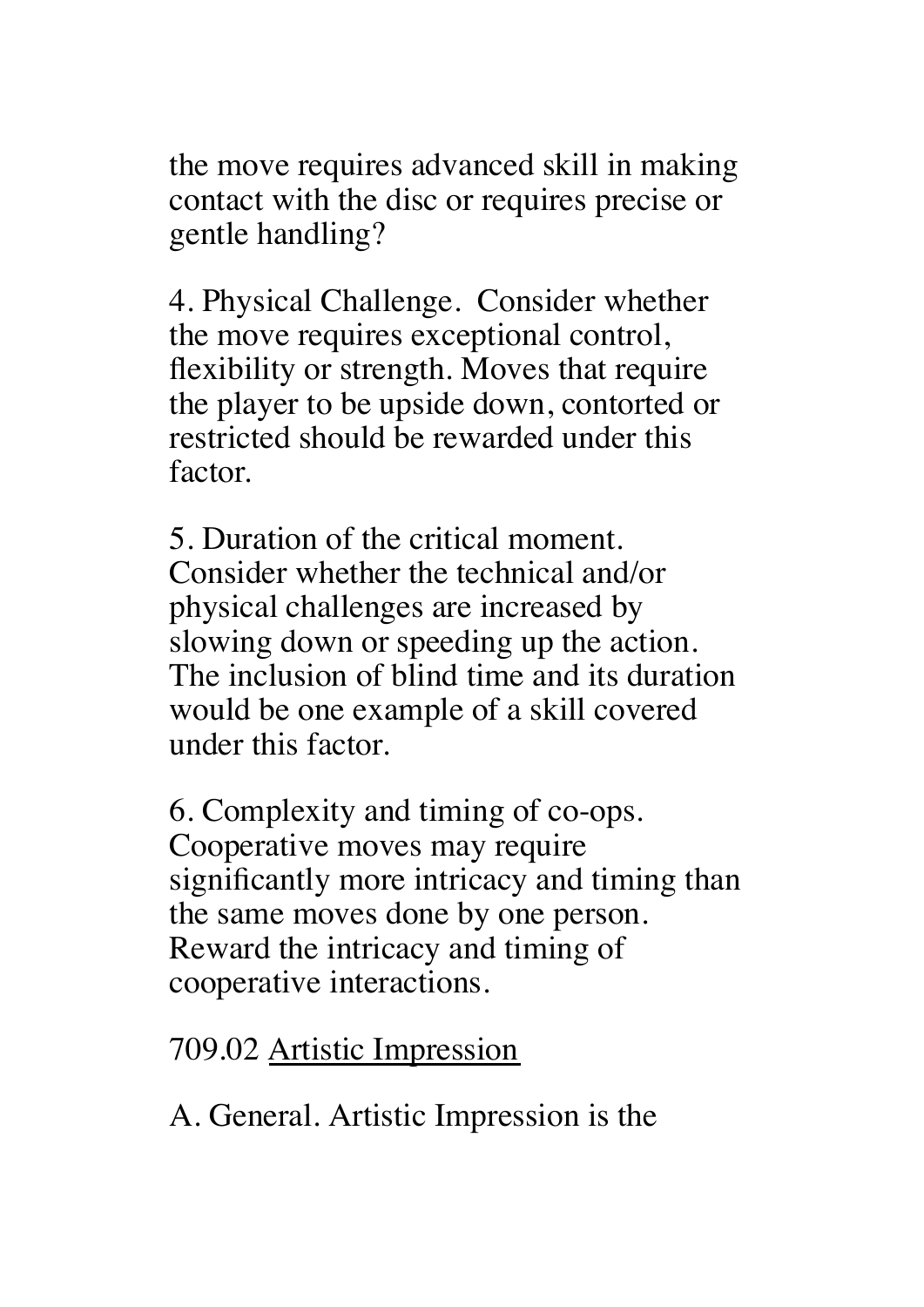the move requires advanced skill in making contact with the disc or requires precise or gentle handling?

4. Physical Challenge. Consider whether the move requires exceptional control, flexibility or strength. Moves that require the player to be upside down, contorted or restricted should be rewarded under this factor.

5. Duration of the critical moment. Consider whether the technical and/or physical challenges are increased by slowing down or speeding up the action. The inclusion of blind time and its duration would be one example of a skill covered under this factor.

6. Complexity and timing of co-ops. Cooperative moves may require significantly more intricacy and timing than the same moves done by one person. Reward the intricacy and timing of cooperative interactions.

709.02 <u>Artistic Impression</u>

A. General. Artistic Impression is the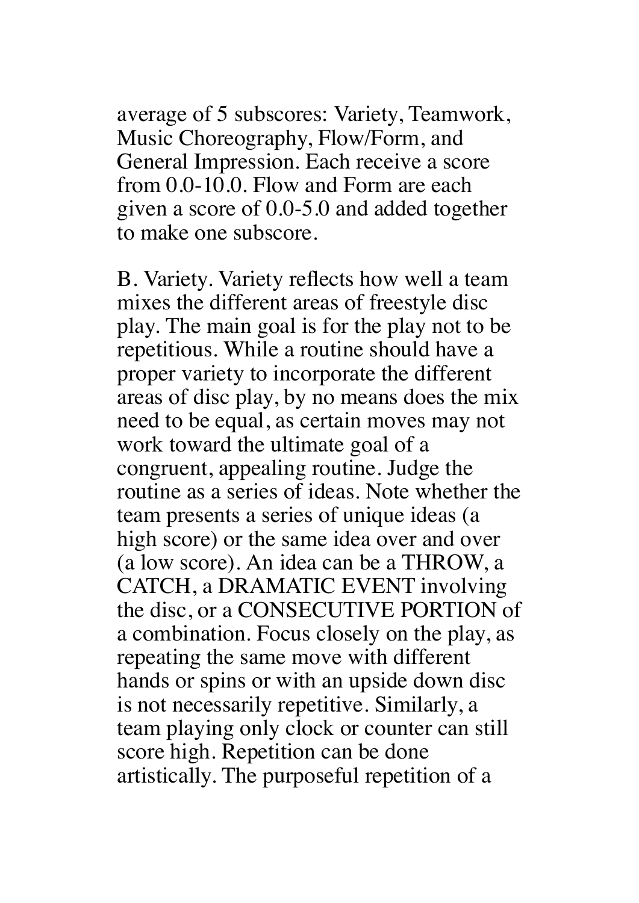average of 5 subscores: Variety, Teamwork, Music Choreography, Flow/Form, and General Impression. Each receive a score from 0.0-10.0. Flow and Form are each given a score of 0.0-5.0 and added together to make one subscore.

B. Variety. Variety reflects how well a team mixes the different areas of freestyle disc play. The main goal is for the play not to be repetitious. While a routine should have a proper variety to incorporate the different areas of disc play, by no means does the mix need to be equal, as certain moves may not work toward the ultimate goal of a congruent, appealing routine. Judge the routine as a series of ideas. Note whether the team presents a series of unique ideas (a high score) or the same idea over and over (a low score). An idea can be a THROW, a CATCH, a DRAMATIC EVENT involving the disc, or a CONSECUTIVE PORTION of a combination. Focus closely on the play, as repeating the same move with different hands or spins or with an upside down disc is not necessarily repetitive. Similarly, a team playing only clock or counter can still score high. Repetition can be done artistically. The purposeful repetition of a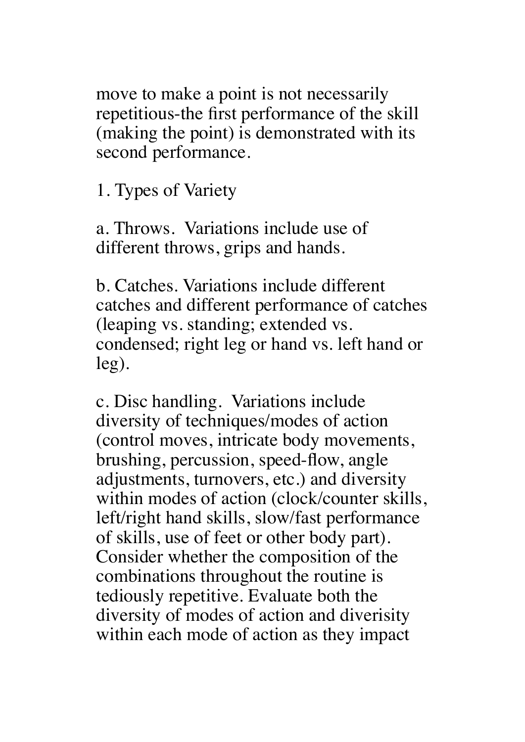move to make a point is not necessarily repetitious-the first performance of the skill (making the point) is demonstrated with its second performance.

1. Types of Variety

a. Throws.  Variations include use of different throws, grips and hands.

b. Catches. Variations include different catches and different performance of catches (leaping vs. standing; extended vs. condensed; right leg or hand vs. left hand or leg).

c. Disc handling.  Variations include diversity of techniques/modes of action (control moves, intricate body movements, brushing, percussion, speed-flow, angle adjustments, turnovers, etc.) and diversity within modes of action (clock/counter skills, left/right hand skills, slow/fast performance of skills, use of feet or other body part). Consider whether the composition of the combinations throughout the routine is tediously repetitive. Evaluate both the diversity of modes of action and diverisity within each mode of action as they impact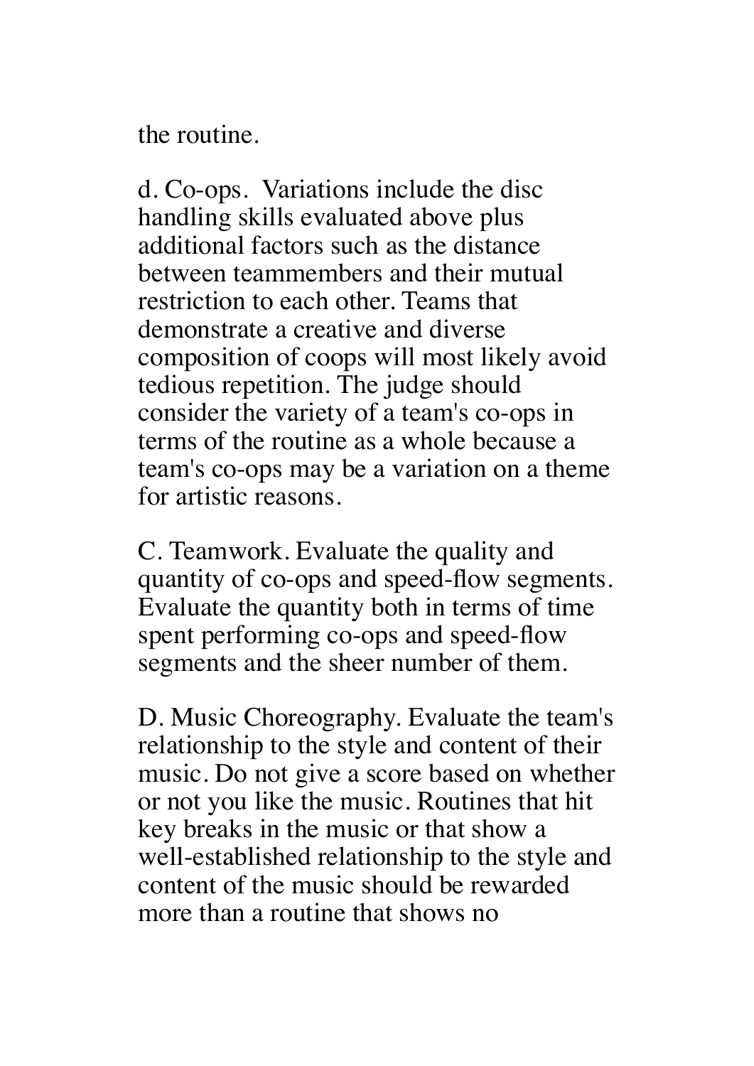the routine.

d. Co-ops. Variations include the disc handling skills evaluated above plus additional factors such as the distance between teammembers and their mutual restriction to each other. Teams that demonstrate a creative and diverse composition of coops will most likely avoid tedious repetition. The judge should consider the variety of a team's co-ops in terms of the routine as a whole because a team's co-ops may be a variation on a theme for artistic reasons.

C. Teamwork. Evaluate the quality and quantity of co-ops and speed-flow segments. Evaluate the quantity both in terms of time spent performing co-ops and speed-flow segments and the sheer number of them.

D. Music Choreography. Evaluate the team's relationship to the style and content of their music. Do not give a score based on whether or not you like the music. Routines that hit key breaks in the music or that show a well-established relationship to the style and content of the music should be rewarded more than a routine that shows no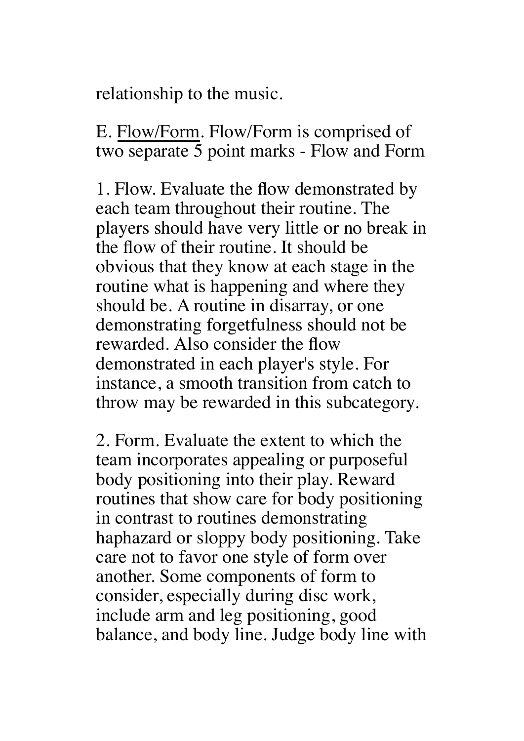relationship to the music.

E. Flow/Form. Flow/Form is comprised of two separate 5 point marks - Flow and Form

1. Flow. Evaluate the flow demonstrated by each team throughout their routine. The players should have very little or no break in the flow of their routine. It should be obvious that they know at each stage in the routine what is happening and where they should be. A routine in disarray, or one demonstrating forgetfulness should not be rewarded. Also consider the flow demonstrated in each player's style. For instance, a smooth transition from catch to throw may be rewarded in this subcategory.

2. Form. Evaluate the extent to which the team incorporates appealing or purposeful body positioning into their play. Reward routines that show care for body positioning in contrast to routines demonstrating haphazard or sloppy body positioning. Take care not to favor one style of form over another. Some components of form to consider, especially during disc work, include arm and leg positioning, good balance, and body line. Judge body line with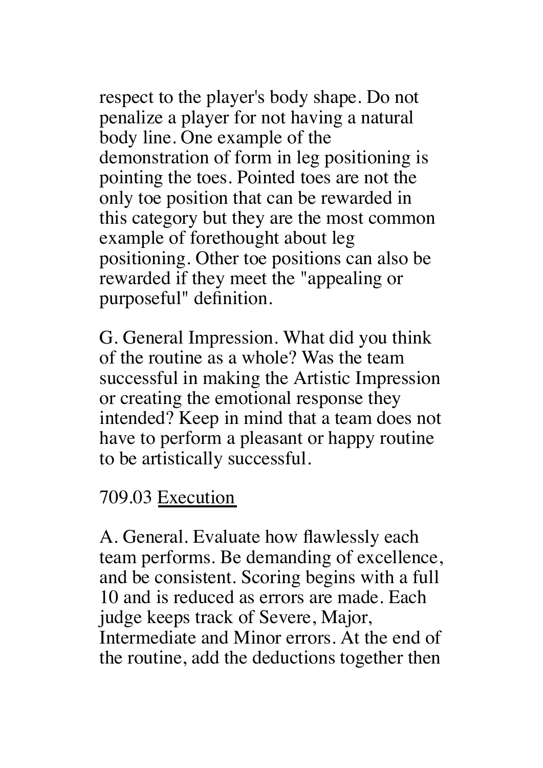respect to the player's body shape. Do not penalize a player for not having a natural body line. One example of the demonstration of form in leg positioning is pointing the toes. Pointed toes are not the only toe position that can be rewarded in this category but they are the most common example of forethought about leg positioning. Other toe positions can also be rewarded if they meet the "appealing or purposeful" definition.

G. General Impression. What did you think of the routine as a whole? Was the team successful in making the Artistic Impression or creating the emotional response they intended? Keep in mind that a team does not have to perform a pleasant or happy routine to be artistically successful.

709.03 <u>Execution</u>

A. General. Evaluate how flawlessly each team performs. Be demanding of excellence, and be consistent. Scoring begins with a full 10 and is reduced as errors are made. Each judge keeps track of Severe, Major, Intermediate and Minor errors. At the end of the routine, add the deductions together then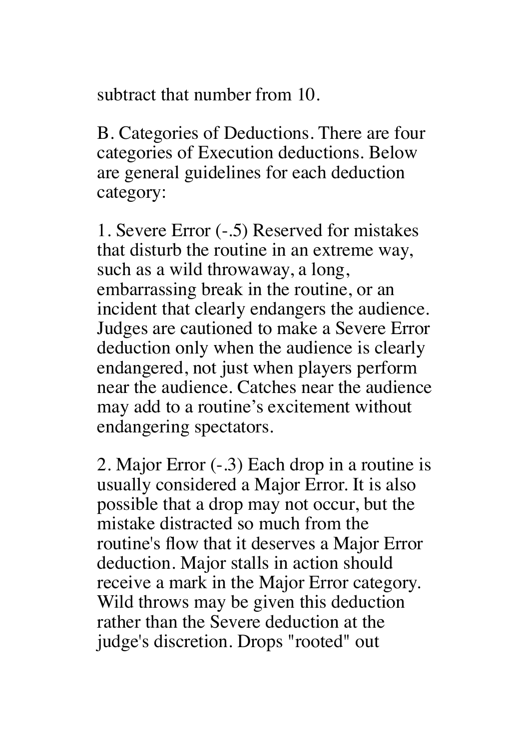subtract that number from 10.

B. Categories of Deductions. There are four categories of Execution deductions. Below are general guidelines for each deduction category:

1. Severe Error (-.5) Reserved for mistakes that disturb the routine in an extreme way, such as a wild throwaway, a long, embarrassing break in the routine, or an incident that clearly endangers the audience. Judges are cautioned to make a Severe Error deduction only when the audience is clearly endangered, not just when players perform near the audience. Catches near the audience may add to a routine's excitement without endangering spectators.

2. Major Error (-.3) Each drop in a routine is usually considered a Major Error. It is also possible that a drop may not occur, but the mistake distracted so much from the routine's flow that it deserves a Major Error deduction. Major stalls in action should receive a mark in the Major Error category. Wild throws may be given this deduction rather than the Severe deduction at the judge's discretion. Drops "rooted" out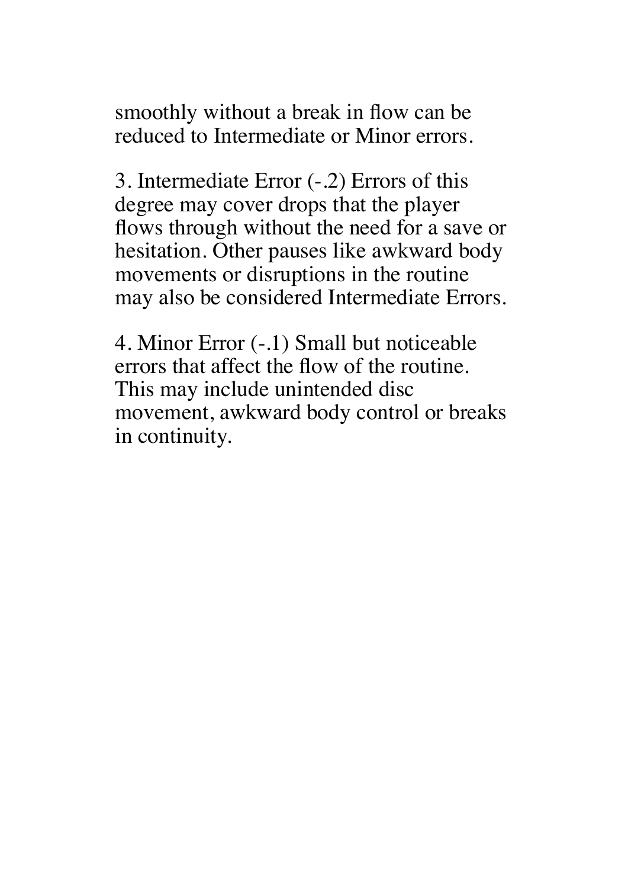smoothly without a break in flow can be reduced to Intermediate or Minor errors.

3. Intermediate Error (-.2) Errors of this degree may cover drops that the player flows through without the need for a save or hesitation. Other pauses like awkward body movements or disruptions in the routine may also be considered Intermediate Errors.

4. Minor Error (-.1) Small but noticeable errors that affect the flow of the routine. This may include unintended disc movement, awkward body control or breaks in continuity.